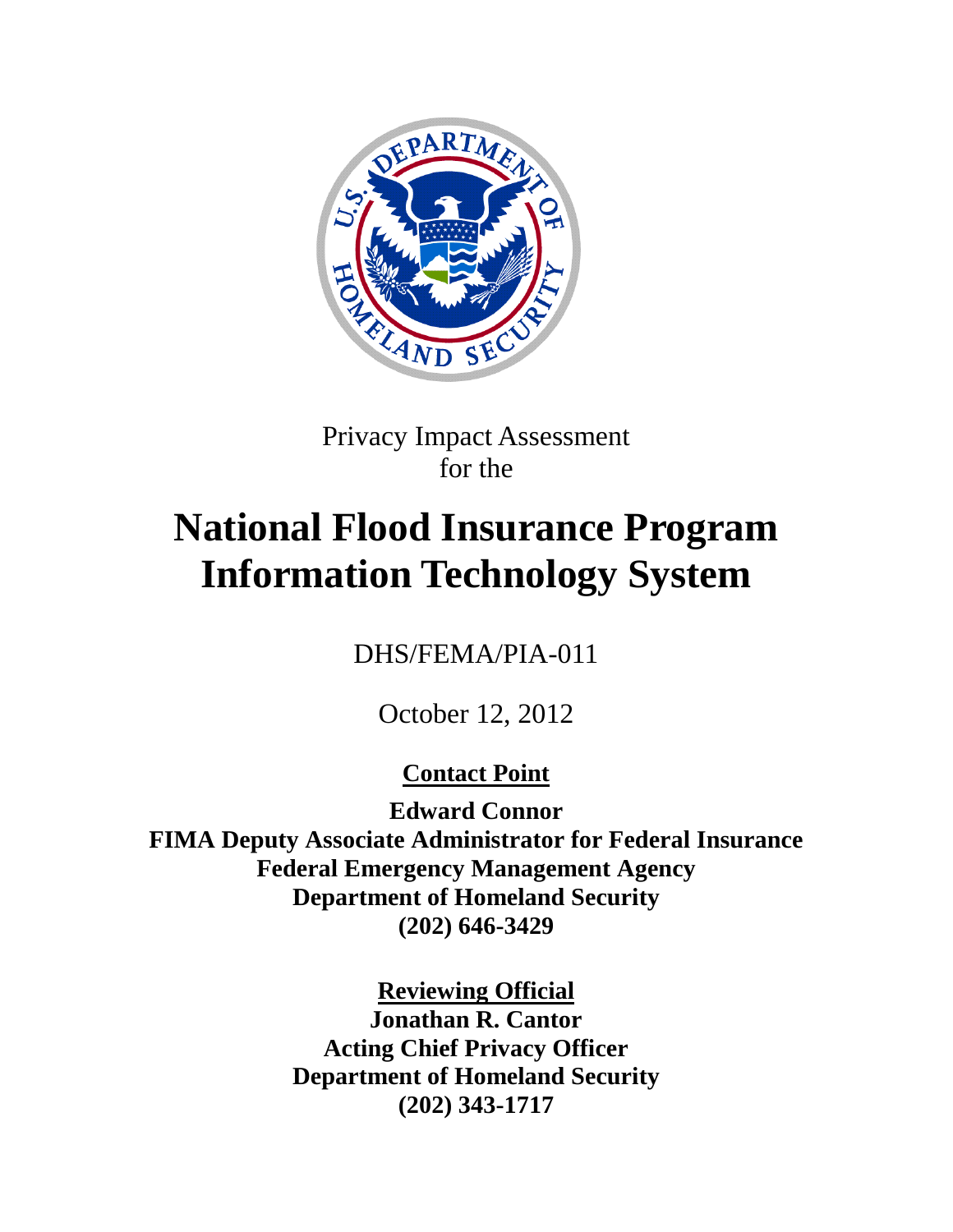Privacy Impact Assessment
for the

# National Flood Insurance Program Information Technology System

DHS/FEMA/PIA-011

October 12, 2012

**Contact Point**

**Edward Connor**
**FIMA Deputy Associate Administrator for Federal Insurance**
**Federal Emergency Management Agency**
**Department of Homeland Security**
**(202) 646-3429**

**Reviewing Official**

**Jonathan R. Cantor**
**Acting Chief Privacy Officer**
**Department of Homeland Security**
**(202) 343-1717**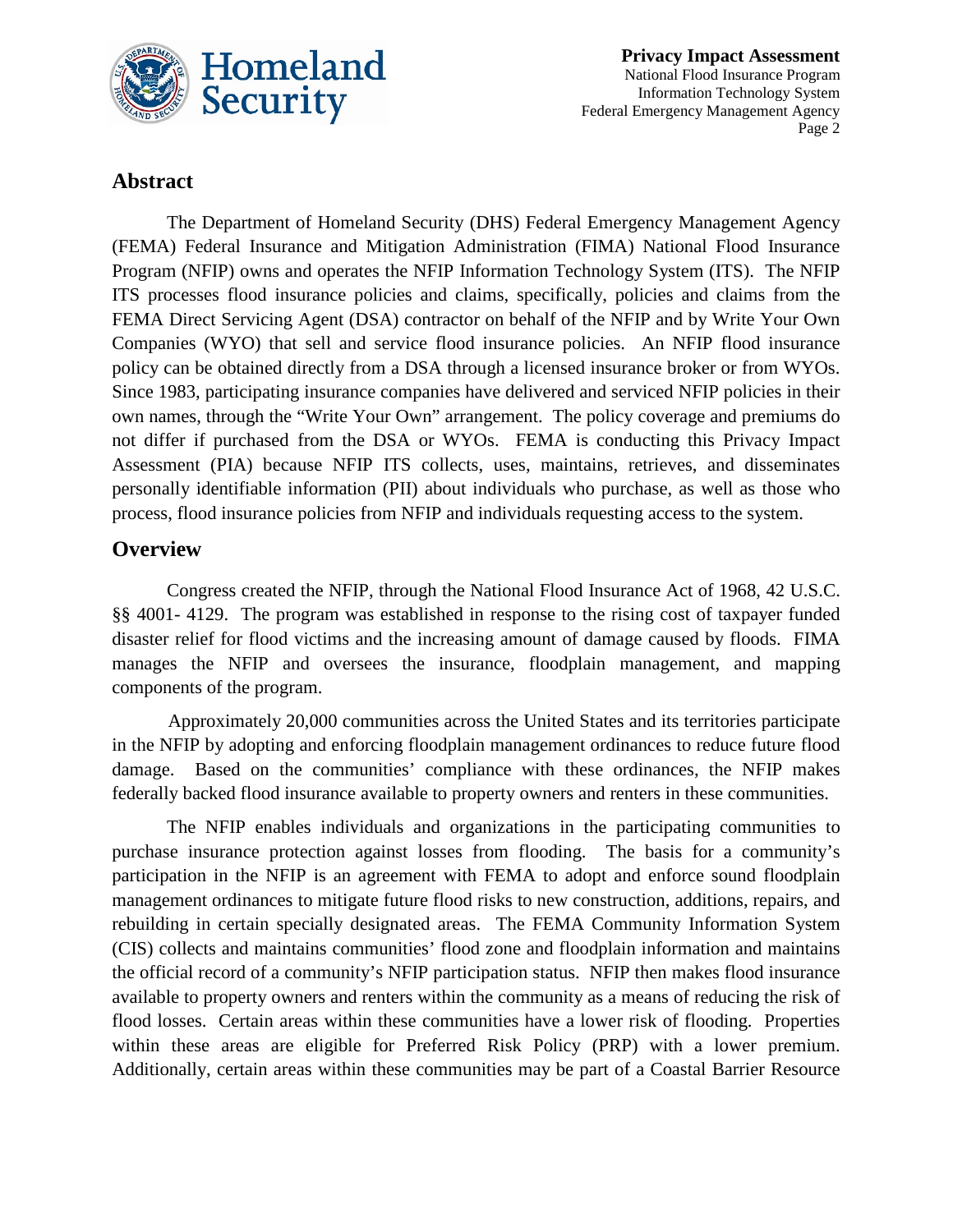## Abstract

The Department of Homeland Security (DHS) Federal Emergency Management Agency (FEMA) Federal Insurance and Mitigation Administration (FIMA) National Flood Insurance Program (NFIP) owns and operates the NFIP Information Technology System (ITS). The NFIP ITS processes flood insurance policies and claims, specifically, policies and claims from the FEMA Direct Servicing Agent (DSA) contractor on behalf of the NFIP and by Write Your Own Companies (WYO) that sell and service flood insurance policies. An NFIP flood insurance policy can be obtained directly from a DSA through a licensed insurance broker or from WYOs. Since 1983, participating insurance companies have delivered and serviced NFIP policies in their own names, through the "Write Your Own" arrangement. The policy coverage and premiums do not differ if purchased from the DSA or WYOs. FEMA is conducting this Privacy Impact Assessment (PIA) because NFIP ITS collects, uses, maintains, retrieves, and disseminates personally identifiable information (PII) about individuals who purchase, as well as those who process, flood insurance policies from NFIP and individuals requesting access to the system.

## Overview

Congress created the NFIP, through the National Flood Insurance Act of 1968, 42 U.S.C. §§ 4001- 4129. The program was established in response to the rising cost of taxpayer funded disaster relief for flood victims and the increasing amount of damage caused by floods. FIMA manages the NFIP and oversees the insurance, floodplain management, and mapping components of the program.

Approximately 20,000 communities across the United States and its territories participate in the NFIP by adopting and enforcing floodplain management ordinances to reduce future flood damage. Based on the communities' compliance with these ordinances, the NFIP makes federally backed flood insurance available to property owners and renters in these communities.

The NFIP enables individuals and organizations in the participating communities to purchase insurance protection against losses from flooding. The basis for a community's participation in the NFIP is an agreement with FEMA to adopt and enforce sound floodplain management ordinances to mitigate future flood risks to new construction, additions, repairs, and rebuilding in certain specially designated areas. The FEMA Community Information System (CIS) collects and maintains communities' flood zone and floodplain information and maintains the official record of a community's NFIP participation status. NFIP then makes flood insurance available to property owners and renters within the community as a means of reducing the risk of flood losses. Certain areas within these communities have a lower risk of flooding. Properties within these areas are eligible for Preferred Risk Policy (PRP) with a lower premium. Additionally, certain areas within these communities may be part of a Coastal Barrier Resource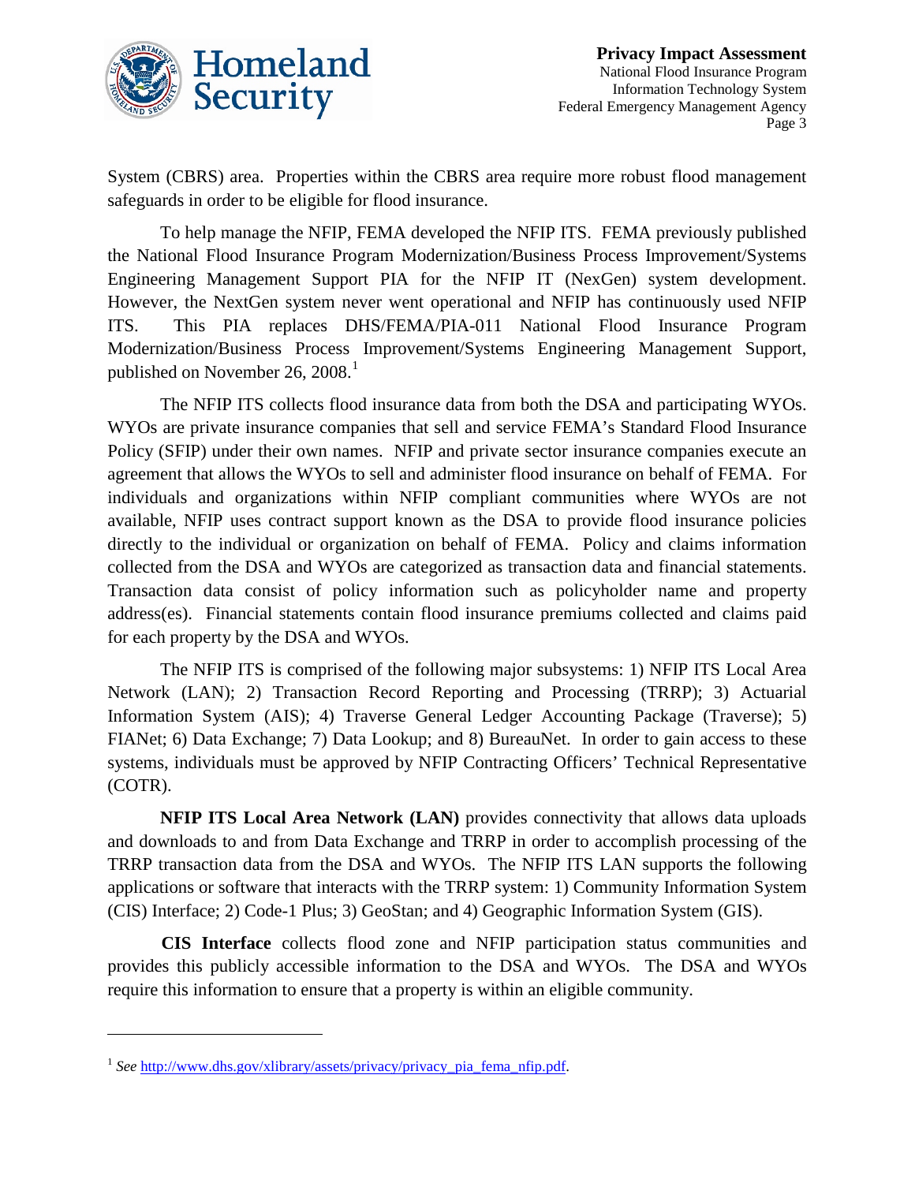System (CBRS) area. Properties within the CBRS area require more robust flood management safeguards in order to be eligible for flood insurance.

To help manage the NFIP, FEMA developed the NFIP ITS. FEMA previously published the National Flood Insurance Program Modernization/Business Process Improvement/Systems Engineering Management Support PIA for the NFIP IT (NexGen) system development. However, the NextGen system never went operational and NFIP has continuously used NFIP ITS. This PIA replaces DHS/FEMA/PIA-011 National Flood Insurance Program Modernization/Business Process Improvement/Systems Engineering Management Support, published on November 26, 2008.[1]

The NFIP ITS collects flood insurance data from both the DSA and participating WYOs. WYOs are private insurance companies that sell and service FEMA's Standard Flood Insurance Policy (SFIP) under their own names. NFIP and private sector insurance companies execute an agreement that allows the WYOs to sell and administer flood insurance on behalf of FEMA. For individuals and organizations within NFIP compliant communities where WYOs are not available, NFIP uses contract support known as the DSA to provide flood insurance policies directly to the individual or organization on behalf of FEMA. Policy and claims information collected from the DSA and WYOs are categorized as transaction data and financial statements. Transaction data consist of policy information such as policyholder name and property address(es). Financial statements contain flood insurance premiums collected and claims paid for each property by the DSA and WYOs.

The NFIP ITS is comprised of the following major subsystems: 1) NFIP ITS Local Area Network (LAN); 2) Transaction Record Reporting and Processing (TRRP); 3) Actuarial Information System (AIS); 4) Traverse General Ledger Accounting Package (Traverse); 5) FIANet; 6) Data Exchange; 7) Data Lookup; and 8) BureauNet. In order to gain access to these systems, individuals must be approved by NFIP Contracting Officers' Technical Representative (COTR).

**NFIP ITS Local Area Network (LAN)** provides connectivity that allows data uploads and downloads to and from Data Exchange and TRRP in order to accomplish processing of the TRRP transaction data from the DSA and WYOs. The NFIP ITS LAN supports the following applications or software that interacts with the TRRP system: 1) Community Information System (CIS) Interface; 2) Code-1 Plus; 3) GeoStan; and 4) Geographic Information System (GIS).

**CIS Interface** collects flood zone and NFIP participation status communities and provides this publicly accessible information to the DSA and WYOs. The DSA and WYOs require this information to ensure that a property is within an eligible community.

---

[1] *See* http://www.dhs.gov/xlibrary/assets/privacy/privacy_pia_fema_nfip.pdf.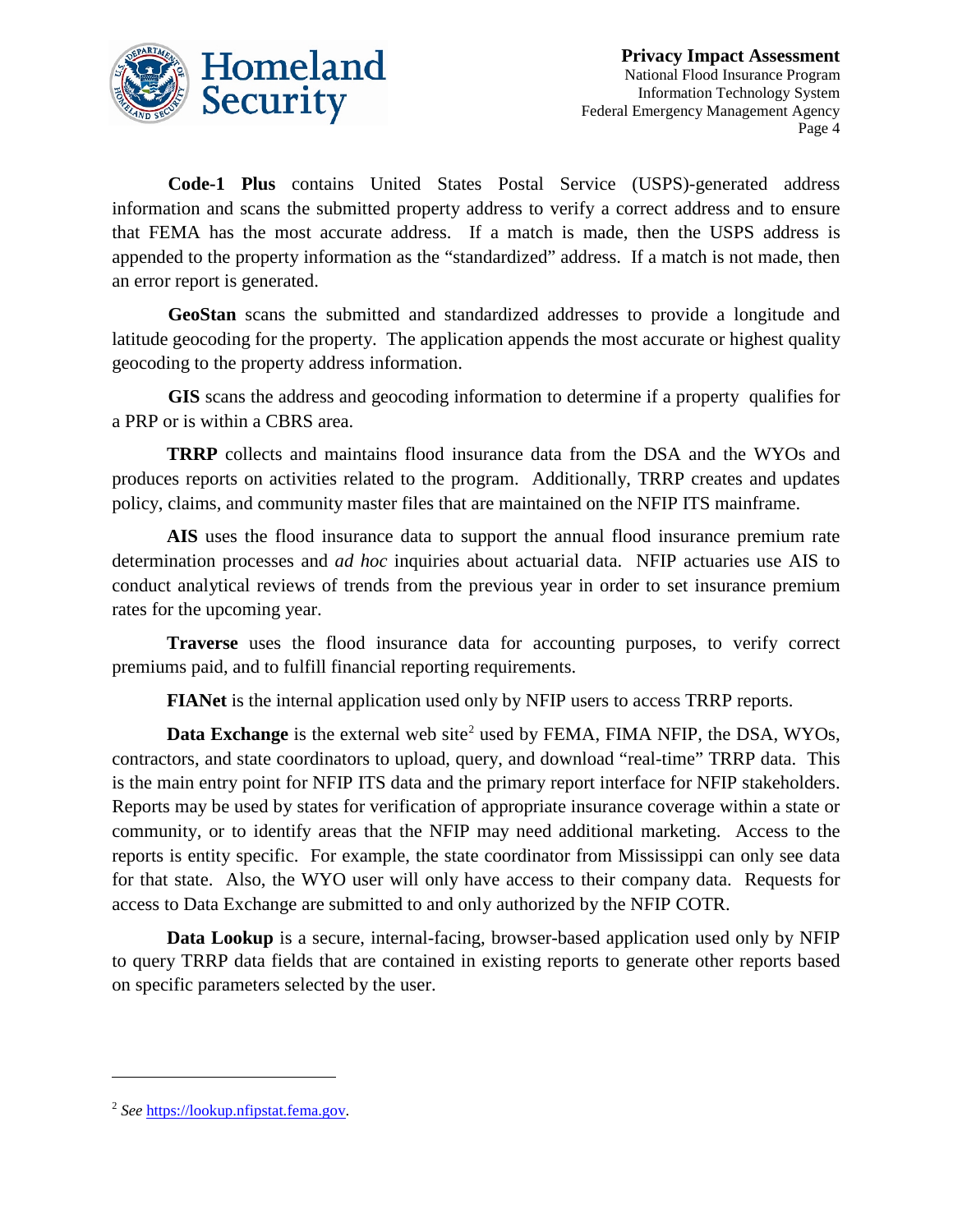**Code-1 Plus** contains United States Postal Service (USPS)-generated address information and scans the submitted property address to verify a correct address and to ensure that FEMA has the most accurate address. If a match is made, then the USPS address is appended to the property information as the "standardized" address. If a match is not made, then an error report is generated.

**GeoStan** scans the submitted and standardized addresses to provide a longitude and latitude geocoding for the property. The application appends the most accurate or highest quality geocoding to the property address information.

**GIS** scans the address and geocoding information to determine if a property qualifies for a PRP or is within a CBRS area.

**TRRP** collects and maintains flood insurance data from the DSA and the WYOs and produces reports on activities related to the program. Additionally, TRRP creates and updates policy, claims, and community master files that are maintained on the NFIP ITS mainframe.

**AIS** uses the flood insurance data to support the annual flood insurance premium rate determination processes and *ad hoc* inquiries about actuarial data. NFIP actuaries use AIS to conduct analytical reviews of trends from the previous year in order to set insurance premium rates for the upcoming year.

**Traverse** uses the flood insurance data for accounting purposes, to verify correct premiums paid, and to fulfill financial reporting requirements.

**FIANet** is the internal application used only by NFIP users to access TRRP reports.

**Data Exchange** is the external web site[2] used by FEMA, FIMA NFIP, the DSA, WYOs, contractors, and state coordinators to upload, query, and download "real-time" TRRP data. This is the main entry point for NFIP ITS data and the primary report interface for NFIP stakeholders. Reports may be used by states for verification of appropriate insurance coverage within a state or community, or to identify areas that the NFIP may need additional marketing. Access to the reports is entity specific. For example, the state coordinator from Mississippi can only see data for that state. Also, the WYO user will only have access to their company data. Requests for access to Data Exchange are submitted to and only authorized by the NFIP COTR.

**Data Lookup** is a secure, internal-facing, browser-based application used only by NFIP to query TRRP data fields that are contained in existing reports to generate other reports based on specific parameters selected by the user.

---

[2] *See* https://lookup.nfipstat.fema.gov.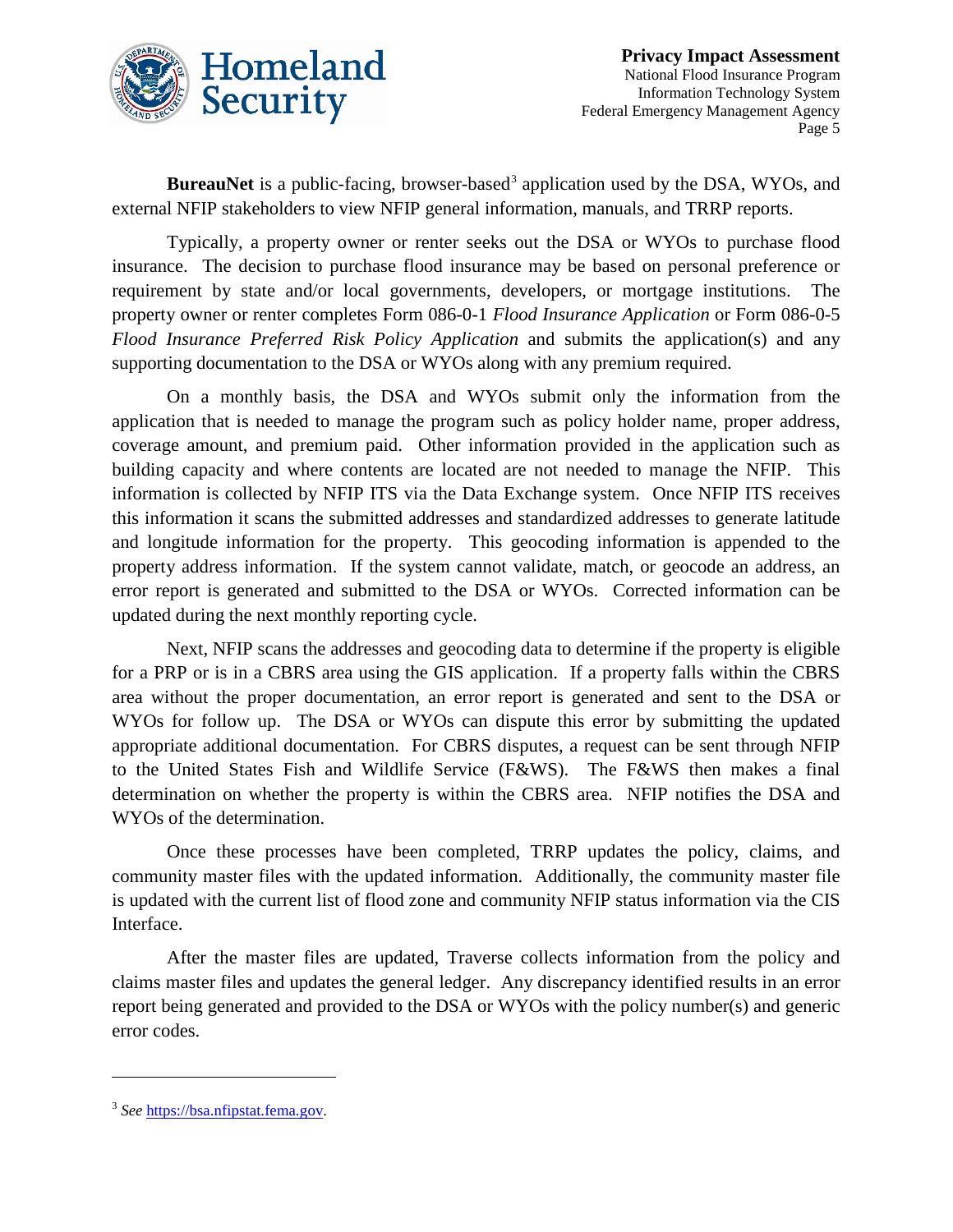**BureauNet** is a public-facing, browser-based[3] application used by the DSA, WYOs, and external NFIP stakeholders to view NFIP general information, manuals, and TRRP reports.

Typically, a property owner or renter seeks out the DSA or WYOs to purchase flood insurance. The decision to purchase flood insurance may be based on personal preference or requirement by state and/or local governments, developers, or mortgage institutions. The property owner or renter completes Form 086-0-1 *Flood Insurance Application* or Form 086-0-5 *Flood Insurance Preferred Risk Policy Application* and submits the application(s) and any supporting documentation to the DSA or WYOs along with any premium required.

On a monthly basis, the DSA and WYOs submit only the information from the application that is needed to manage the program such as policy holder name, proper address, coverage amount, and premium paid. Other information provided in the application such as building capacity and where contents are located are not needed to manage the NFIP. This information is collected by NFIP ITS via the Data Exchange system. Once NFIP ITS receives this information it scans the submitted addresses and standardized addresses to generate latitude and longitude information for the property. This geocoding information is appended to the property address information. If the system cannot validate, match, or geocode an address, an error report is generated and submitted to the DSA or WYOs. Corrected information can be updated during the next monthly reporting cycle.

Next, NFIP scans the addresses and geocoding data to determine if the property is eligible for a PRP or is in a CBRS area using the GIS application. If a property falls within the CBRS area without the proper documentation, an error report is generated and sent to the DSA or WYOs for follow up. The DSA or WYOs can dispute this error by submitting the updated appropriate additional documentation. For CBRS disputes, a request can be sent through NFIP to the United States Fish and Wildlife Service (F&WS). The F&WS then makes a final determination on whether the property is within the CBRS area. NFIP notifies the DSA and WYOs of the determination.

Once these processes have been completed, TRRP updates the policy, claims, and community master files with the updated information. Additionally, the community master file is updated with the current list of flood zone and community NFIP status information via the CIS Interface.

After the master files are updated, Traverse collects information from the policy and claims master files and updates the general ledger. Any discrepancy identified results in an error report being generated and provided to the DSA or WYOs with the policy number(s) and generic error codes.

---

[3] *See* https://bsa.nfipstat.fema.gov.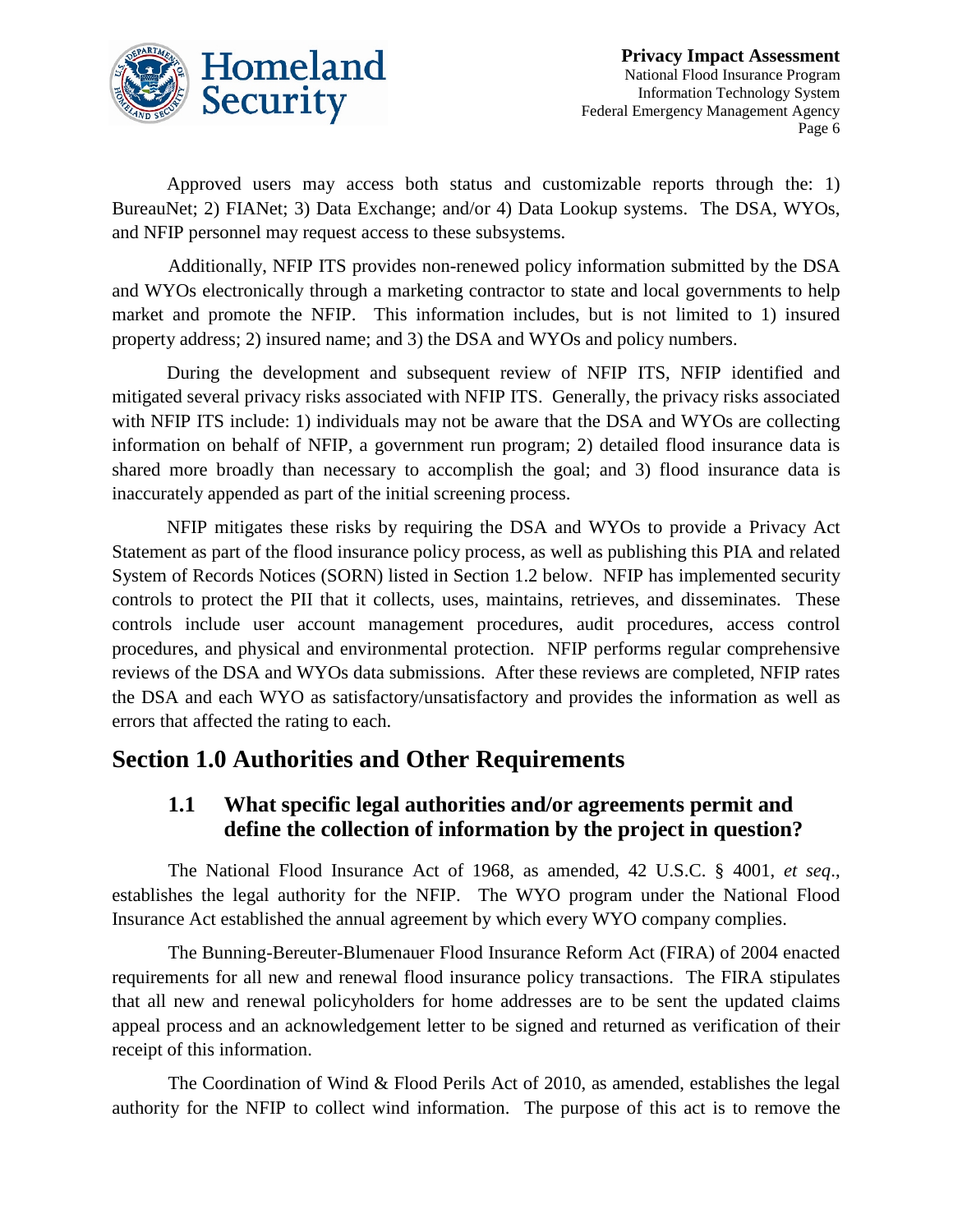Approved users may access both status and customizable reports through the: 1) BureauNet; 2) FIANet; 3) Data Exchange; and/or 4) Data Lookup systems. The DSA, WYOs, and NFIP personnel may request access to these subsystems.

Additionally, NFIP ITS provides non-renewed policy information submitted by the DSA and WYOs electronically through a marketing contractor to state and local governments to help market and promote the NFIP. This information includes, but is not limited to 1) insured property address; 2) insured name; and 3) the DSA and WYOs and policy numbers.

During the development and subsequent review of NFIP ITS, NFIP identified and mitigated several privacy risks associated with NFIP ITS. Generally, the privacy risks associated with NFIP ITS include: 1) individuals may not be aware that the DSA and WYOs are collecting information on behalf of NFIP, a government run program; 2) detailed flood insurance data is shared more broadly than necessary to accomplish the goal; and 3) flood insurance data is inaccurately appended as part of the initial screening process.

NFIP mitigates these risks by requiring the DSA and WYOs to provide a Privacy Act Statement as part of the flood insurance policy process, as well as publishing this PIA and related System of Records Notices (SORN) listed in Section 1.2 below. NFIP has implemented security controls to protect the PII that it collects, uses, maintains, retrieves, and disseminates. These controls include user account management procedures, audit procedures, access control procedures, and physical and environmental protection. NFIP performs regular comprehensive reviews of the DSA and WYOs data submissions. After these reviews are completed, NFIP rates the DSA and each WYO as satisfactory/unsatisfactory and provides the information as well as errors that affected the rating to each.

## Section 1.0 Authorities and Other Requirements

### 1.1 What specific legal authorities and/or agreements permit and define the collection of information by the project in question?

The National Flood Insurance Act of 1968, as amended, 42 U.S.C. § 4001, *et seq*., establishes the legal authority for the NFIP. The WYO program under the National Flood Insurance Act established the annual agreement by which every WYO company complies.

The Bunning-Bereuter-Blumenauer Flood Insurance Reform Act (FIRA) of 2004 enacted requirements for all new and renewal flood insurance policy transactions. The FIRA stipulates that all new and renewal policyholders for home addresses are to be sent the updated claims appeal process and an acknowledgement letter to be signed and returned as verification of their receipt of this information.

The Coordination of Wind & Flood Perils Act of 2010, as amended, establishes the legal authority for the NFIP to collect wind information. The purpose of this act is to remove the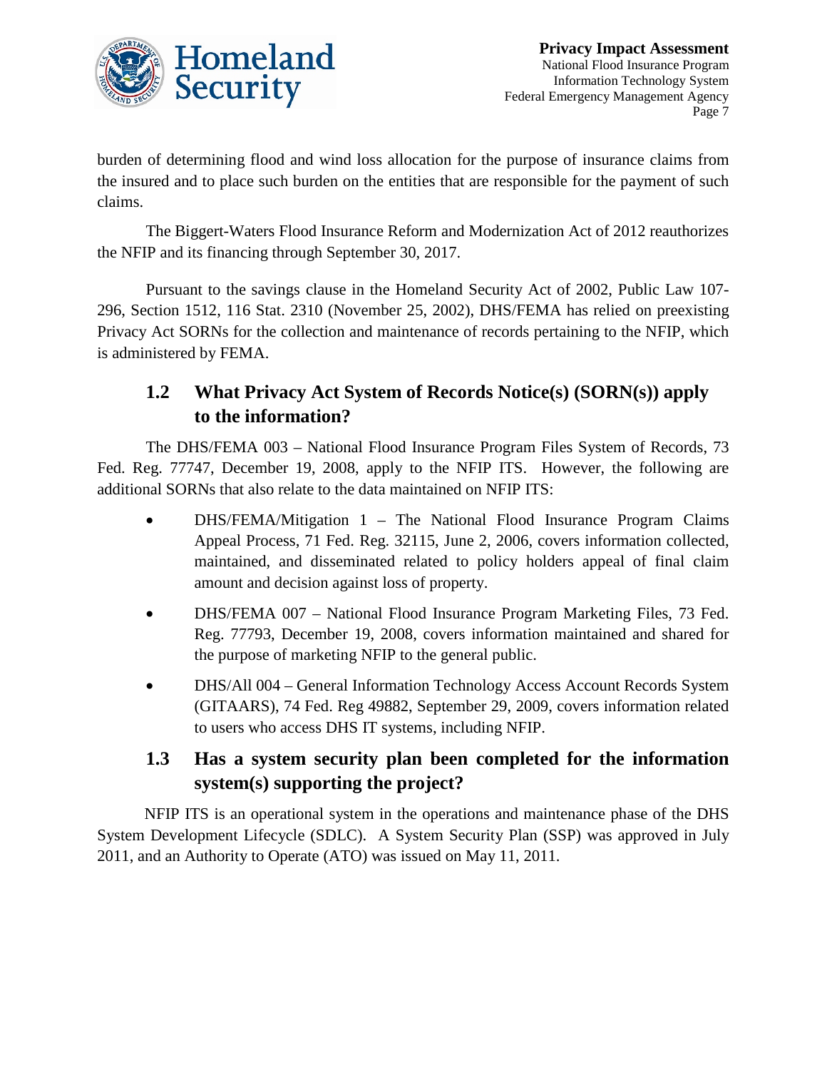burden of determining flood and wind loss allocation for the purpose of insurance claims from the insured and to place such burden on the entities that are responsible for the payment of such claims.

The Biggert-Waters Flood Insurance Reform and Modernization Act of 2012 reauthorizes the NFIP and its financing through September 30, 2017.

Pursuant to the savings clause in the Homeland Security Act of 2002, Public Law 107-296, Section 1512, 116 Stat. 2310 (November 25, 2002), DHS/FEMA has relied on preexisting Privacy Act SORNs for the collection and maintenance of records pertaining to the NFIP, which is administered by FEMA.

## 1.2 What Privacy Act System of Records Notice(s) (SORN(s)) apply to the information?

The DHS/FEMA 003 – National Flood Insurance Program Files System of Records, 73 Fed. Reg. 77747, December 19, 2008, apply to the NFIP ITS. However, the following are additional SORNs that also relate to the data maintained on NFIP ITS:

- DHS/FEMA/Mitigation 1 – The National Flood Insurance Program Claims Appeal Process, 71 Fed. Reg. 32115, June 2, 2006, covers information collected, maintained, and disseminated related to policy holders appeal of final claim amount and decision against loss of property.
- DHS/FEMA 007 – National Flood Insurance Program Marketing Files, 73 Fed. Reg. 77793, December 19, 2008, covers information maintained and shared for the purpose of marketing NFIP to the general public.
- DHS/All 004 – General Information Technology Access Account Records System (GITAARS), 74 Fed. Reg 49882, September 29, 2009, covers information related to users who access DHS IT systems, including NFIP.

## 1.3 Has a system security plan been completed for the information system(s) supporting the project?

NFIP ITS is an operational system in the operations and maintenance phase of the DHS System Development Lifecycle (SDLC). A System Security Plan (SSP) was approved in July 2011, and an Authority to Operate (ATO) was issued on May 11, 2011.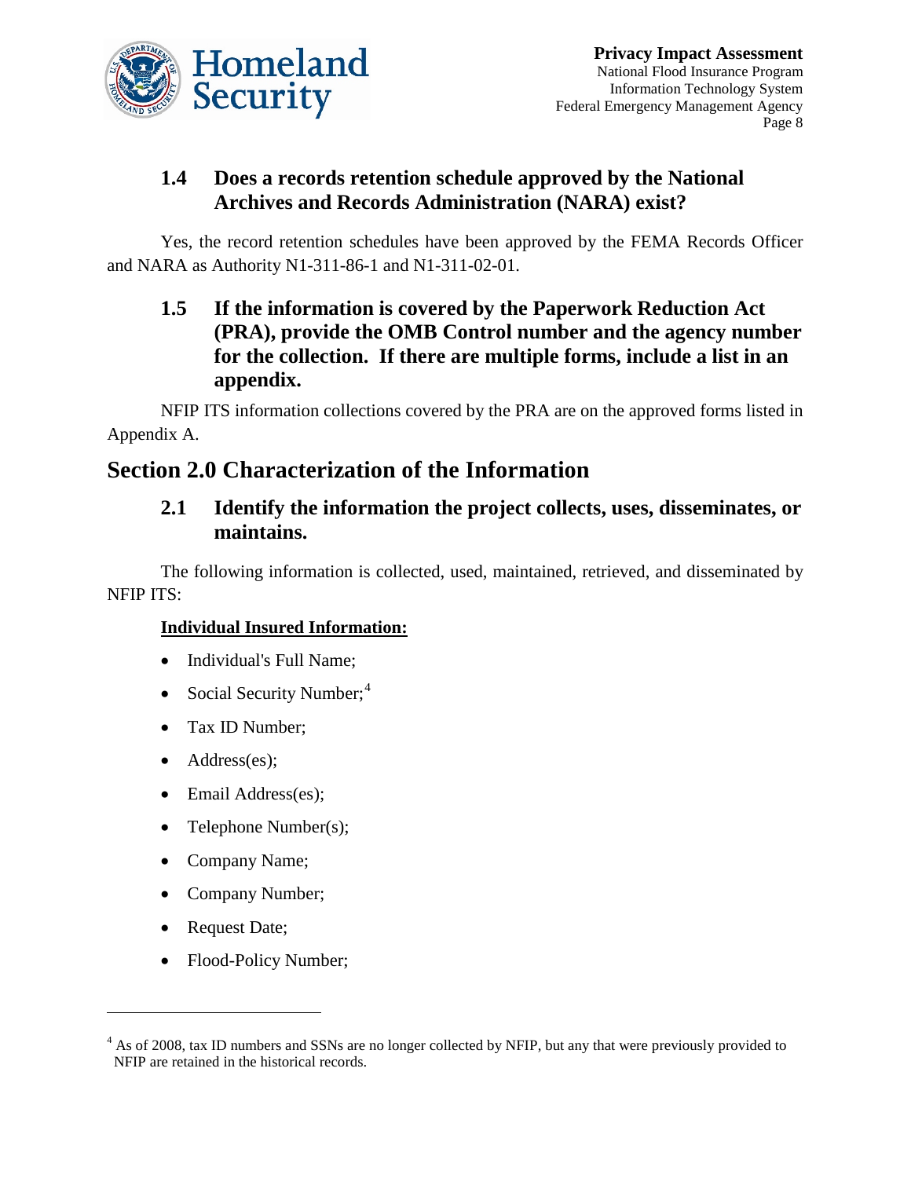### 1.4 Does a records retention schedule approved by the National Archives and Records Administration (NARA) exist?

Yes, the record retention schedules have been approved by the FEMA Records Officer and NARA as Authority N1-311-86-1 and N1-311-02-01.

### 1.5 If the information is covered by the Paperwork Reduction Act (PRA), provide the OMB Control number and the agency number for the collection. If there are multiple forms, include a list in an appendix.

NFIP ITS information collections covered by the PRA are on the approved forms listed in Appendix A.

## Section 2.0 Characterization of the Information

### 2.1 Identify the information the project collects, uses, disseminates, or maintains.

The following information is collected, used, maintained, retrieved, and disseminated by NFIP ITS:

**Individual Insured Information:**

- Individual's Full Name;
- Social Security Number;[4]
- Tax ID Number;
- Address(es);
- Email Address(es);
- Telephone Number(s);
- Company Name;
- Company Number;
- Request Date;
- Flood-Policy Number;

[4] As of 2008, tax ID numbers and SSNs are no longer collected by NFIP, but any that were previously provided to NFIP are retained in the historical records.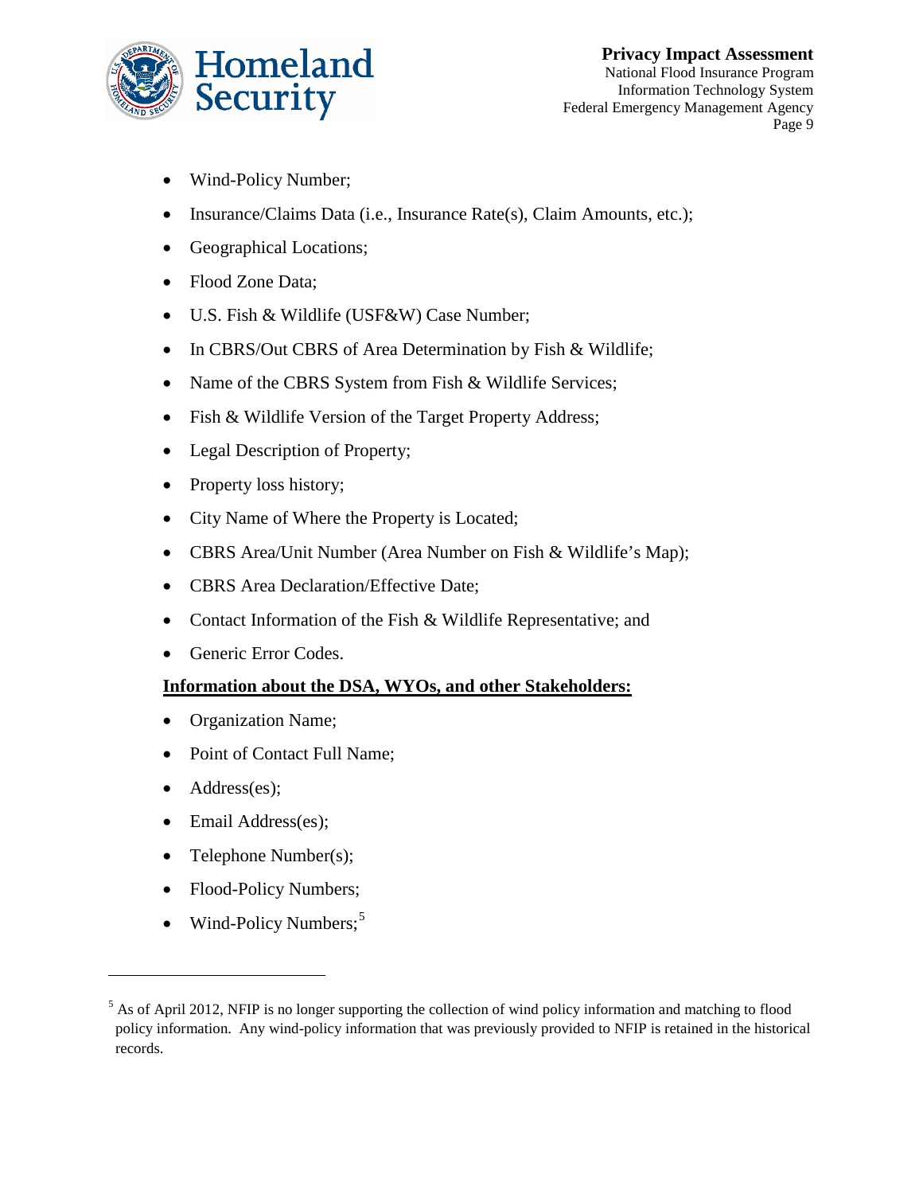- Wind-Policy Number;
- Insurance/Claims Data (i.e., Insurance Rate(s), Claim Amounts, etc.);
- Geographical Locations;
- Flood Zone Data;
- U.S. Fish & Wildlife (USF&W) Case Number;
- In CBRS/Out CBRS of Area Determination by Fish & Wildlife;
- Name of the CBRS System from Fish & Wildlife Services;
- Fish & Wildlife Version of the Target Property Address;
- Legal Description of Property;
- Property loss history;
- City Name of Where the Property is Located;
- CBRS Area/Unit Number (Area Number on Fish & Wildlife's Map);
- CBRS Area Declaration/Effective Date;
- Contact Information of the Fish & Wildlife Representative; and
- Generic Error Codes.

**Information about the DSA, WYOs, and other Stakeholders:**

- Organization Name;
- Point of Contact Full Name;
- Address(es);
- Email Address(es);
- Telephone Number(s);
- Flood-Policy Numbers;
- Wind-Policy Numbers;[5]

[5] As of April 2012, NFIP is no longer supporting the collection of wind policy information and matching to flood policy information. Any wind-policy information that was previously provided to NFIP is retained in the historical records.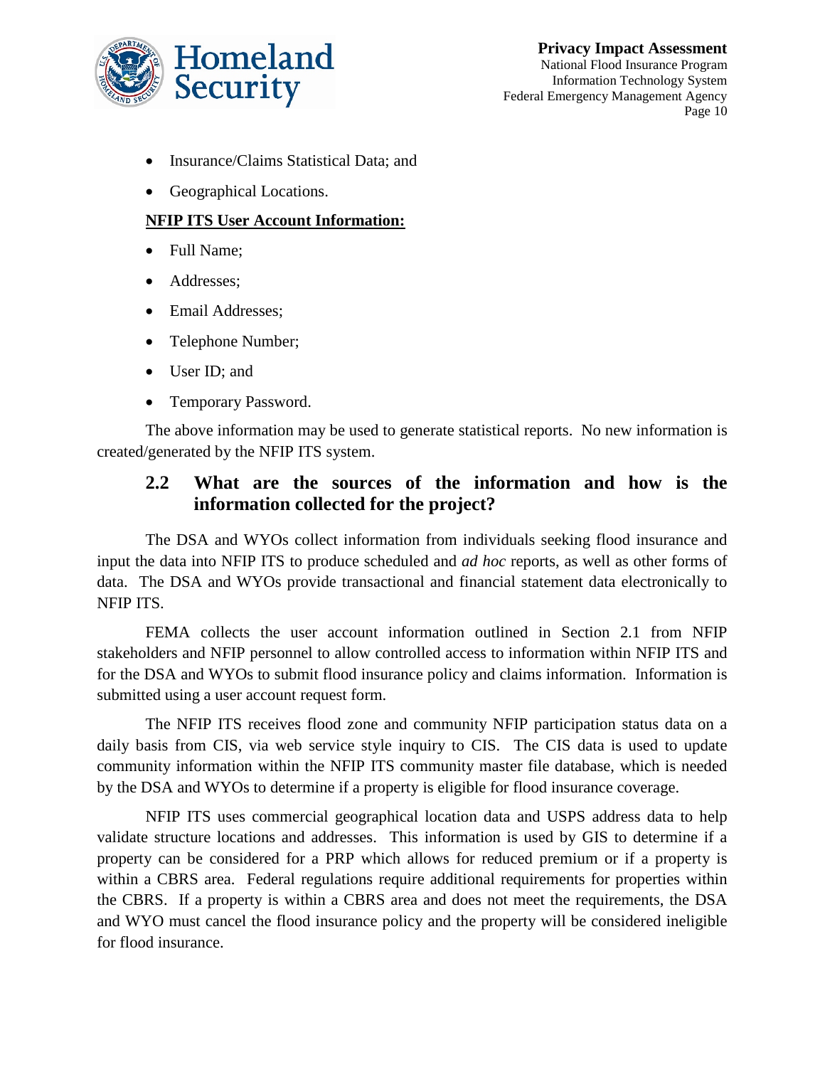- Insurance/Claims Statistical Data; and
- Geographical Locations.

**NFIP ITS User Account Information:**

- Full Name;
- Addresses;
- Email Addresses;
- Telephone Number;
- User ID; and
- Temporary Password.

The above information may be used to generate statistical reports. No new information is created/generated by the NFIP ITS system.

## 2.2 What are the sources of the information and how is the information collected for the project?

The DSA and WYOs collect information from individuals seeking flood insurance and input the data into NFIP ITS to produce scheduled and *ad hoc* reports, as well as other forms of data. The DSA and WYOs provide transactional and financial statement data electronically to NFIP ITS.

FEMA collects the user account information outlined in Section 2.1 from NFIP stakeholders and NFIP personnel to allow controlled access to information within NFIP ITS and for the DSA and WYOs to submit flood insurance policy and claims information. Information is submitted using a user account request form.

The NFIP ITS receives flood zone and community NFIP participation status data on a daily basis from CIS, via web service style inquiry to CIS. The CIS data is used to update community information within the NFIP ITS community master file database, which is needed by the DSA and WYOs to determine if a property is eligible for flood insurance coverage.

NFIP ITS uses commercial geographical location data and USPS address data to help validate structure locations and addresses. This information is used by GIS to determine if a property can be considered for a PRP which allows for reduced premium or if a property is within a CBRS area. Federal regulations require additional requirements for properties within the CBRS. If a property is within a CBRS area and does not meet the requirements, the DSA and WYO must cancel the flood insurance policy and the property will be considered ineligible for flood insurance.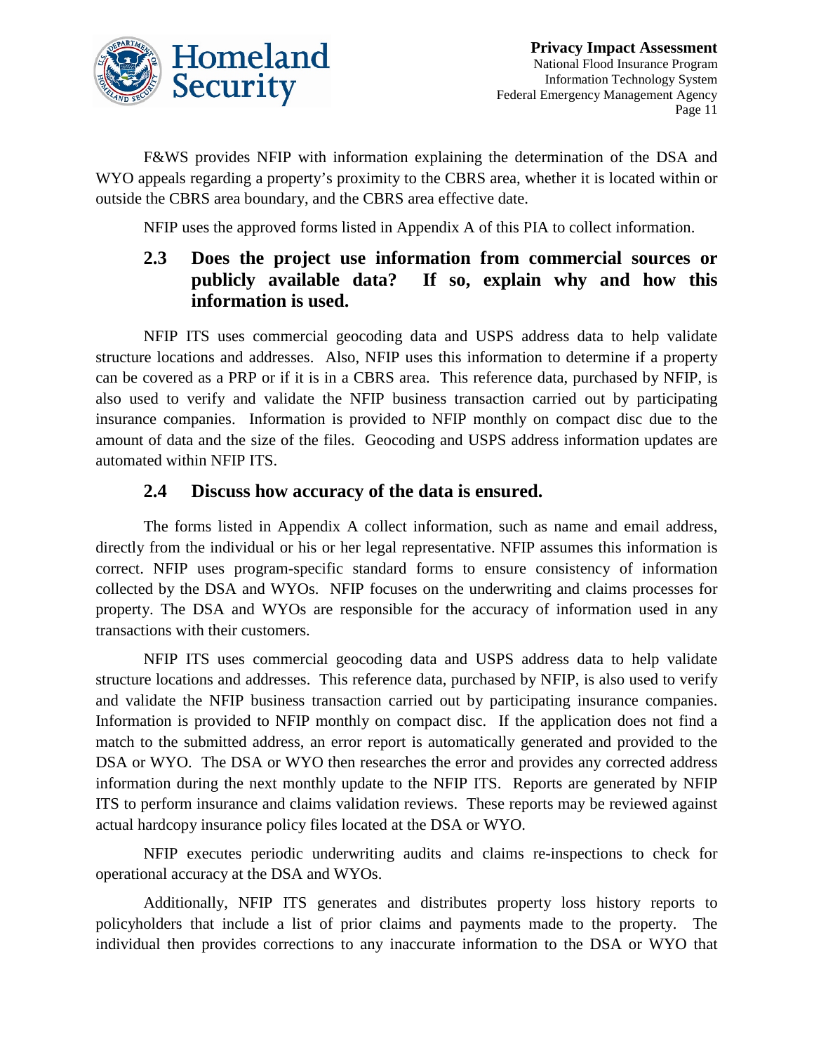F&WS provides NFIP with information explaining the determination of the DSA and WYO appeals regarding a property's proximity to the CBRS area, whether it is located within or outside the CBRS area boundary, and the CBRS area effective date.

NFIP uses the approved forms listed in Appendix A of this PIA to collect information.

### 2.3 Does the project use information from commercial sources or publicly available data? If so, explain why and how this information is used.

NFIP ITS uses commercial geocoding data and USPS address data to help validate structure locations and addresses. Also, NFIP uses this information to determine if a property can be covered as a PRP or if it is in a CBRS area. This reference data, purchased by NFIP, is also used to verify and validate the NFIP business transaction carried out by participating insurance companies. Information is provided to NFIP monthly on compact disc due to the amount of data and the size of the files. Geocoding and USPS address information updates are automated within NFIP ITS.

### 2.4 Discuss how accuracy of the data is ensured.

The forms listed in Appendix A collect information, such as name and email address, directly from the individual or his or her legal representative. NFIP assumes this information is correct. NFIP uses program-specific standard forms to ensure consistency of information collected by the DSA and WYOs. NFIP focuses on the underwriting and claims processes for property. The DSA and WYOs are responsible for the accuracy of information used in any transactions with their customers.

NFIP ITS uses commercial geocoding data and USPS address data to help validate structure locations and addresses. This reference data, purchased by NFIP, is also used to verify and validate the NFIP business transaction carried out by participating insurance companies. Information is provided to NFIP monthly on compact disc. If the application does not find a match to the submitted address, an error report is automatically generated and provided to the DSA or WYO. The DSA or WYO then researches the error and provides any corrected address information during the next monthly update to the NFIP ITS. Reports are generated by NFIP ITS to perform insurance and claims validation reviews. These reports may be reviewed against actual hardcopy insurance policy files located at the DSA or WYO.

NFIP executes periodic underwriting audits and claims re-inspections to check for operational accuracy at the DSA and WYOs.

Additionally, NFIP ITS generates and distributes property loss history reports to policyholders that include a list of prior claims and payments made to the property. The individual then provides corrections to any inaccurate information to the DSA or WYO that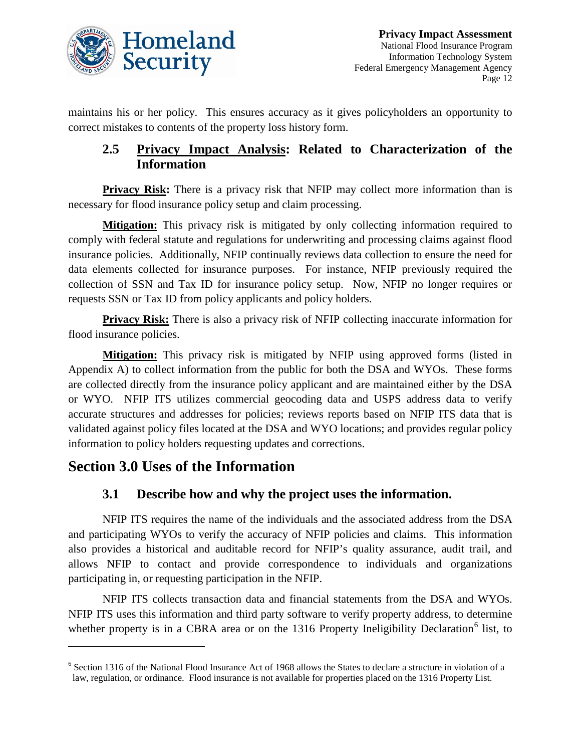maintains his or her policy. This ensures accuracy as it gives policyholders an opportunity to correct mistakes to contents of the property loss history form.

### 2.5 Privacy Impact Analysis: Related to Characterization of the Information

**Privacy Risk:** There is a privacy risk that NFIP may collect more information than is necessary for flood insurance policy setup and claim processing.

**Mitigation:** This privacy risk is mitigated by only collecting information required to comply with federal statute and regulations for underwriting and processing claims against flood insurance policies. Additionally, NFIP continually reviews data collection to ensure the need for data elements collected for insurance purposes. For instance, NFIP previously required the collection of SSN and Tax ID for insurance policy setup. Now, NFIP no longer requires or requests SSN or Tax ID from policy applicants and policy holders.

**Privacy Risk:** There is also a privacy risk of NFIP collecting inaccurate information for flood insurance policies.

**Mitigation:** This privacy risk is mitigated by NFIP using approved forms (listed in Appendix A) to collect information from the public for both the DSA and WYOs. These forms are collected directly from the insurance policy applicant and are maintained either by the DSA or WYO. NFIP ITS utilizes commercial geocoding data and USPS address data to verify accurate structures and addresses for policies; reviews reports based on NFIP ITS data that is validated against policy files located at the DSA and WYO locations; and provides regular policy information to policy holders requesting updates and corrections.

## Section 3.0 Uses of the Information

### 3.1 Describe how and why the project uses the information.

NFIP ITS requires the name of the individuals and the associated address from the DSA and participating WYOs to verify the accuracy of NFIP policies and claims. This information also provides a historical and auditable record for NFIP's quality assurance, audit trail, and allows NFIP to contact and provide correspondence to individuals and organizations participating in, or requesting participation in the NFIP.

NFIP ITS collects transaction data and financial statements from the DSA and WYOs. NFIP ITS uses this information and third party software to verify property address, to determine whether property is in a CBRA area or on the 1316 Property Ineligibility Declaration[6] list, to

[6] Section 1316 of the National Flood Insurance Act of 1968 allows the States to declare a structure in violation of a law, regulation, or ordinance. Flood insurance is not available for properties placed on the 1316 Property List.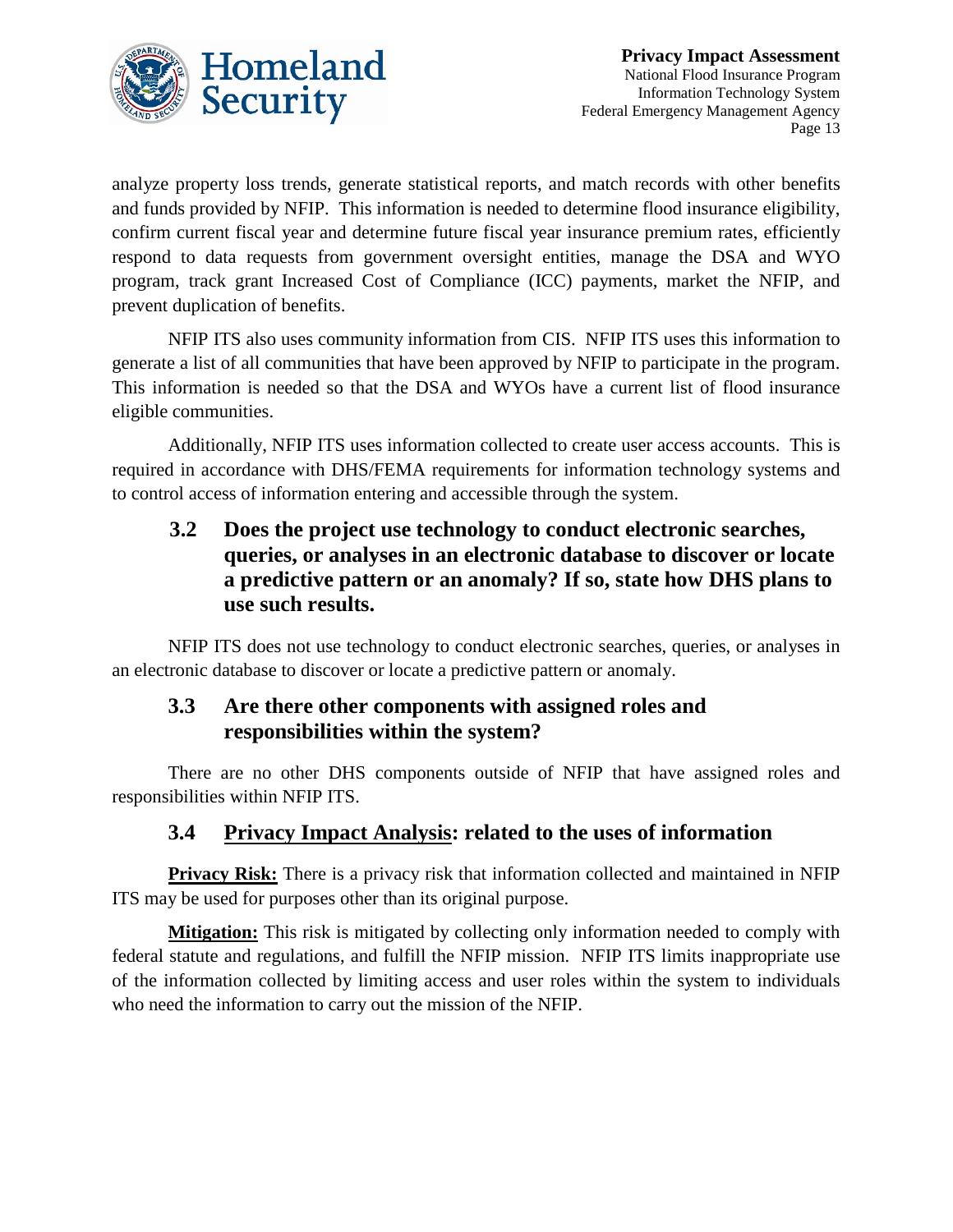analyze property loss trends, generate statistical reports, and match records with other benefits and funds provided by NFIP. This information is needed to determine flood insurance eligibility, confirm current fiscal year and determine future fiscal year insurance premium rates, efficiently respond to data requests from government oversight entities, manage the DSA and WYO program, track grant Increased Cost of Compliance (ICC) payments, market the NFIP, and prevent duplication of benefits.

NFIP ITS also uses community information from CIS. NFIP ITS uses this information to generate a list of all communities that have been approved by NFIP to participate in the program. This information is needed so that the DSA and WYOs have a current list of flood insurance eligible communities.

Additionally, NFIP ITS uses information collected to create user access accounts. This is required in accordance with DHS/FEMA requirements for information technology systems and to control access of information entering and accessible through the system.

### 3.2 Does the project use technology to conduct electronic searches, queries, or analyses in an electronic database to discover or locate a predictive pattern or an anomaly? If so, state how DHS plans to use such results.

NFIP ITS does not use technology to conduct electronic searches, queries, or analyses in an electronic database to discover or locate a predictive pattern or anomaly.

### 3.3 Are there other components with assigned roles and responsibilities within the system?

There are no other DHS components outside of NFIP that have assigned roles and responsibilities within NFIP ITS.

### 3.4 Privacy Impact Analysis: related to the uses of information

**Privacy Risk:** There is a privacy risk that information collected and maintained in NFIP ITS may be used for purposes other than its original purpose.

**Mitigation:** This risk is mitigated by collecting only information needed to comply with federal statute and regulations, and fulfill the NFIP mission. NFIP ITS limits inappropriate use of the information collected by limiting access and user roles within the system to individuals who need the information to carry out the mission of the NFIP.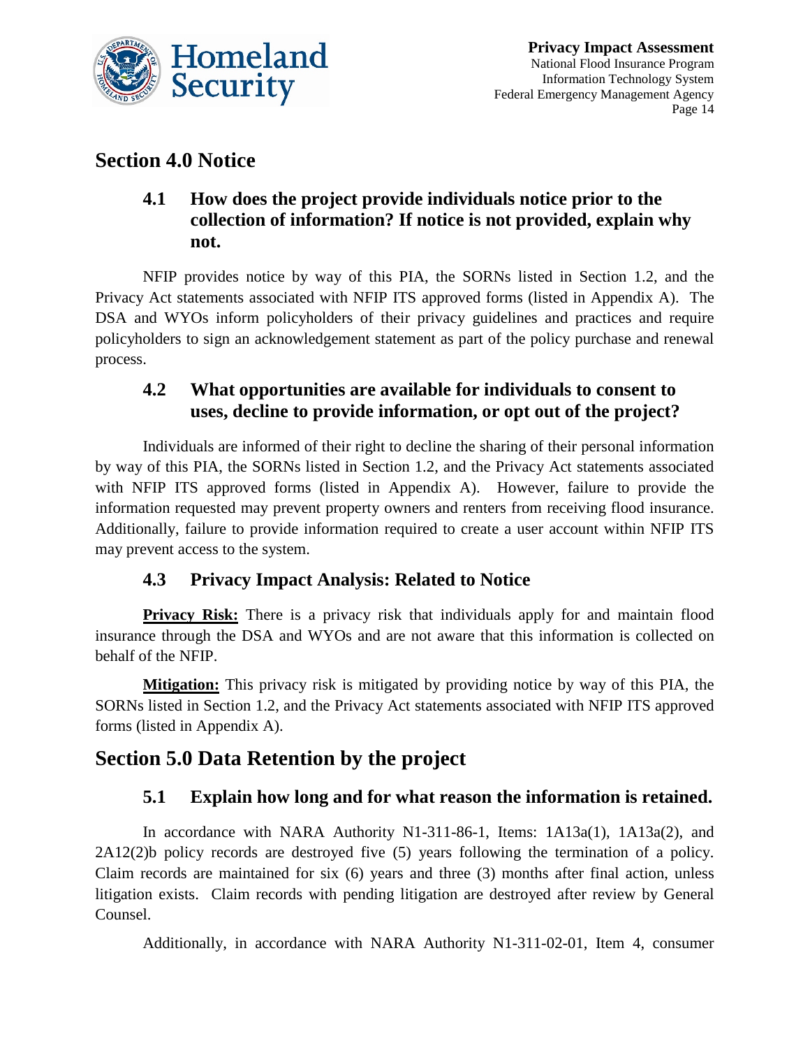## Section 4.0 Notice

### 4.1 How does the project provide individuals notice prior to the collection of information? If notice is not provided, explain why not.

NFIP provides notice by way of this PIA, the SORNs listed in Section 1.2, and the Privacy Act statements associated with NFIP ITS approved forms (listed in Appendix A). The DSA and WYOs inform policyholders of their privacy guidelines and practices and require policyholders to sign an acknowledgement statement as part of the policy purchase and renewal process.

### 4.2 What opportunities are available for individuals to consent to uses, decline to provide information, or opt out of the project?

Individuals are informed of their right to decline the sharing of their personal information by way of this PIA, the SORNs listed in Section 1.2, and the Privacy Act statements associated with NFIP ITS approved forms (listed in Appendix A). However, failure to provide the information requested may prevent property owners and renters from receiving flood insurance. Additionally, failure to provide information required to create a user account within NFIP ITS may prevent access to the system.

### 4.3 Privacy Impact Analysis: Related to Notice

**Privacy Risk:** There is a privacy risk that individuals apply for and maintain flood insurance through the DSA and WYOs and are not aware that this information is collected on behalf of the NFIP.

**Mitigation:** This privacy risk is mitigated by providing notice by way of this PIA, the SORNs listed in Section 1.2, and the Privacy Act statements associated with NFIP ITS approved forms (listed in Appendix A).

## Section 5.0 Data Retention by the project

### 5.1 Explain how long and for what reason the information is retained.

In accordance with NARA Authority N1-311-86-1, Items: 1A13a(1), 1A13a(2), and 2A12(2)b policy records are destroyed five (5) years following the termination of a policy. Claim records are maintained for six (6) years and three (3) months after final action, unless litigation exists. Claim records with pending litigation are destroyed after review by General Counsel.

Additionally, in accordance with NARA Authority N1-311-02-01, Item 4, consumer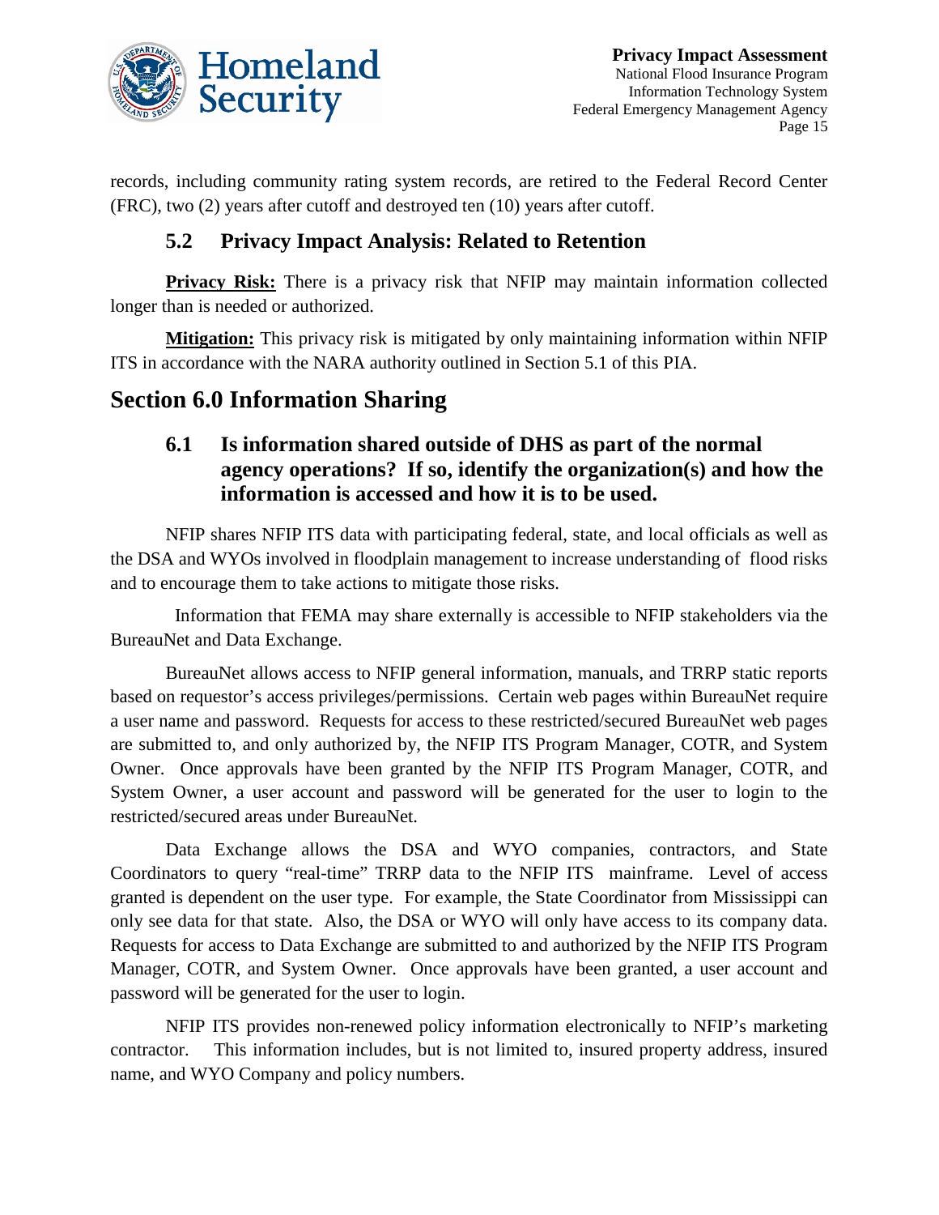records, including community rating system records, are retired to the Federal Record Center (FRC), two (2) years after cutoff and destroyed ten (10) years after cutoff.

### 5.2 Privacy Impact Analysis: Related to Retention

**Privacy Risk:** There is a privacy risk that NFIP may maintain information collected longer than is needed or authorized.

**Mitigation:** This privacy risk is mitigated by only maintaining information within NFIP ITS in accordance with the NARA authority outlined in Section 5.1 of this PIA.

## Section 6.0 Information Sharing

### 6.1 Is information shared outside of DHS as part of the normal agency operations? If so, identify the organization(s) and how the information is accessed and how it is to be used.

NFIP shares NFIP ITS data with participating federal, state, and local officials as well as the DSA and WYOs involved in floodplain management to increase understanding of flood risks and to encourage them to take actions to mitigate those risks.

Information that FEMA may share externally is accessible to NFIP stakeholders via the BureauNet and Data Exchange.

BureauNet allows access to NFIP general information, manuals, and TRRP static reports based on requestor's access privileges/permissions. Certain web pages within BureauNet require a user name and password. Requests for access to these restricted/secured BureauNet web pages are submitted to, and only authorized by, the NFIP ITS Program Manager, COTR, and System Owner. Once approvals have been granted by the NFIP ITS Program Manager, COTR, and System Owner, a user account and password will be generated for the user to login to the restricted/secured areas under BureauNet.

Data Exchange allows the DSA and WYO companies, contractors, and State Coordinators to query "real-time" TRRP data to the NFIP ITS mainframe. Level of access granted is dependent on the user type. For example, the State Coordinator from Mississippi can only see data for that state. Also, the DSA or WYO will only have access to its company data. Requests for access to Data Exchange are submitted to and authorized by the NFIP ITS Program Manager, COTR, and System Owner. Once approvals have been granted, a user account and password will be generated for the user to login.

NFIP ITS provides non-renewed policy information electronically to NFIP's marketing contractor. This information includes, but is not limited to, insured property address, insured name, and WYO Company and policy numbers.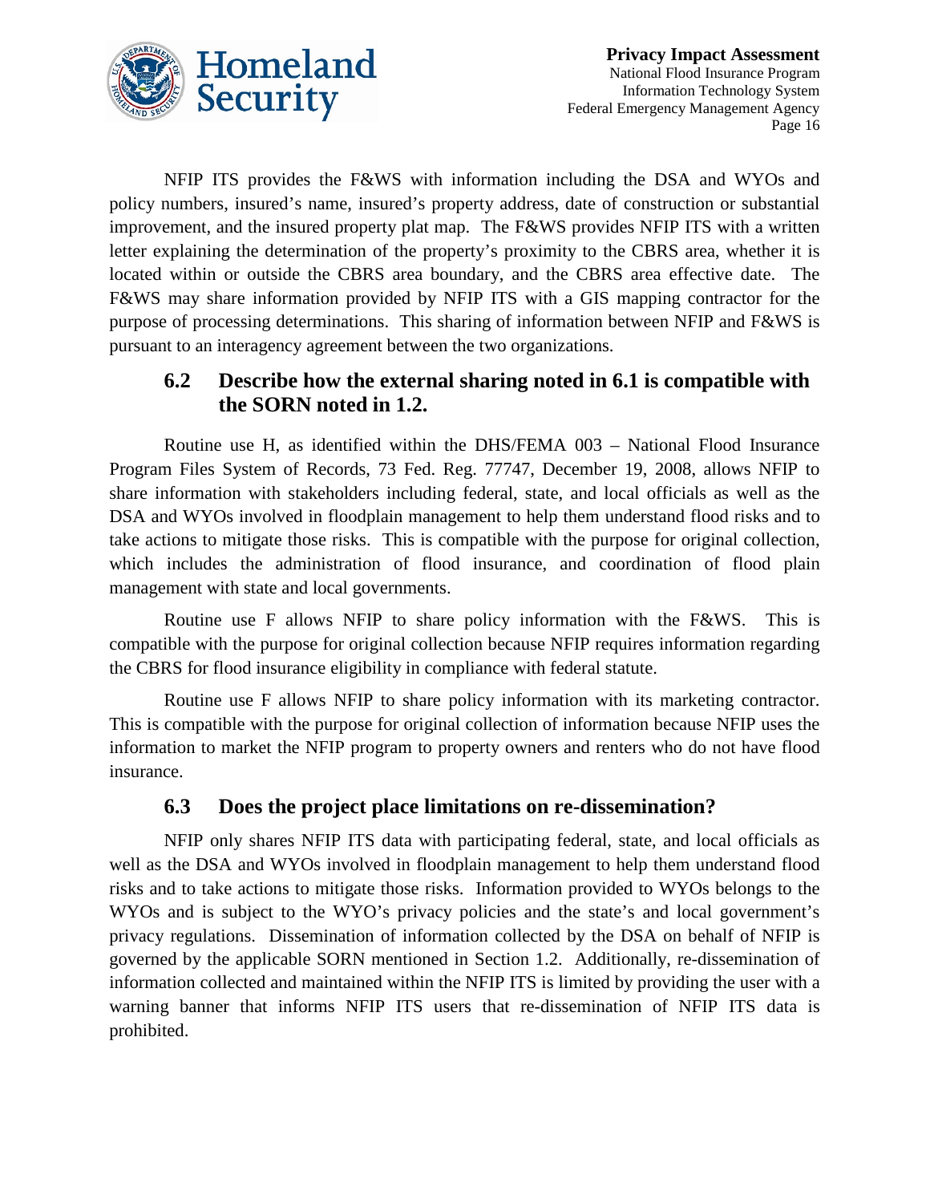NFIP ITS provides the F&WS with information including the DSA and WYOs and policy numbers, insured's name, insured's property address, date of construction or substantial improvement, and the insured property plat map. The F&WS provides NFIP ITS with a written letter explaining the determination of the property's proximity to the CBRS area, whether it is located within or outside the CBRS area boundary, and the CBRS area effective date. The F&WS may share information provided by NFIP ITS with a GIS mapping contractor for the purpose of processing determinations. This sharing of information between NFIP and F&WS is pursuant to an interagency agreement between the two organizations.

### 6.2 Describe how the external sharing noted in 6.1 is compatible with the SORN noted in 1.2.

Routine use H, as identified within the DHS/FEMA 003 – National Flood Insurance Program Files System of Records, 73 Fed. Reg. 77747, December 19, 2008, allows NFIP to share information with stakeholders including federal, state, and local officials as well as the DSA and WYOs involved in floodplain management to help them understand flood risks and to take actions to mitigate those risks. This is compatible with the purpose for original collection, which includes the administration of flood insurance, and coordination of flood plain management with state and local governments.

Routine use F allows NFIP to share policy information with the F&WS. This is compatible with the purpose for original collection because NFIP requires information regarding the CBRS for flood insurance eligibility in compliance with federal statute.

Routine use F allows NFIP to share policy information with its marketing contractor. This is compatible with the purpose for original collection of information because NFIP uses the information to market the NFIP program to property owners and renters who do not have flood insurance.

### 6.3 Does the project place limitations on re-dissemination?

NFIP only shares NFIP ITS data with participating federal, state, and local officials as well as the DSA and WYOs involved in floodplain management to help them understand flood risks and to take actions to mitigate those risks. Information provided to WYOs belongs to the WYOs and is subject to the WYO's privacy policies and the state's and local government's privacy regulations. Dissemination of information collected by the DSA on behalf of NFIP is governed by the applicable SORN mentioned in Section 1.2. Additionally, re-dissemination of information collected and maintained within the NFIP ITS is limited by providing the user with a warning banner that informs NFIP ITS users that re-dissemination of NFIP ITS data is prohibited.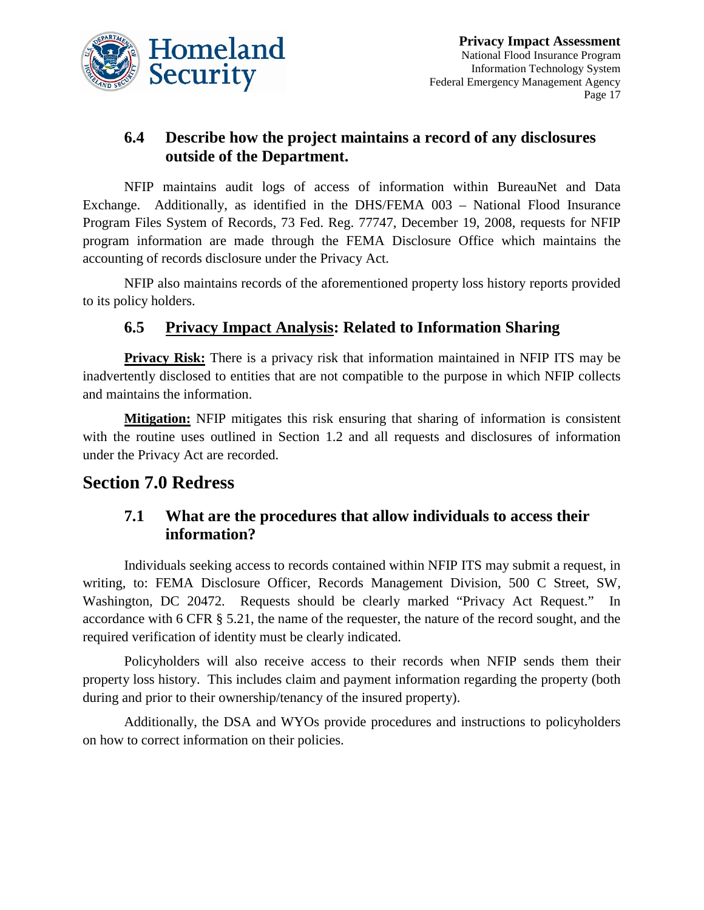### 6.4 Describe how the project maintains a record of any disclosures outside of the Department.

NFIP maintains audit logs of access of information within BureauNet and Data Exchange. Additionally, as identified in the DHS/FEMA 003 – National Flood Insurance Program Files System of Records, 73 Fed. Reg. 77747, December 19, 2008, requests for NFIP program information are made through the FEMA Disclosure Office which maintains the accounting of records disclosure under the Privacy Act.

NFIP also maintains records of the aforementioned property loss history reports provided to its policy holders.

### 6.5 Privacy Impact Analysis: Related to Information Sharing

**Privacy Risk:** There is a privacy risk that information maintained in NFIP ITS may be inadvertently disclosed to entities that are not compatible to the purpose in which NFIP collects and maintains the information.

**Mitigation:** NFIP mitigates this risk ensuring that sharing of information is consistent with the routine uses outlined in Section 1.2 and all requests and disclosures of information under the Privacy Act are recorded.

## Section 7.0 Redress

### 7.1 What are the procedures that allow individuals to access their information?

Individuals seeking access to records contained within NFIP ITS may submit a request, in writing, to: FEMA Disclosure Officer, Records Management Division, 500 C Street, SW, Washington, DC 20472. Requests should be clearly marked "Privacy Act Request." In accordance with 6 CFR § 5.21, the name of the requester, the nature of the record sought, and the required verification of identity must be clearly indicated.

Policyholders will also receive access to their records when NFIP sends them their property loss history. This includes claim and payment information regarding the property (both during and prior to their ownership/tenancy of the insured property).

Additionally, the DSA and WYOs provide procedures and instructions to policyholders on how to correct information on their policies.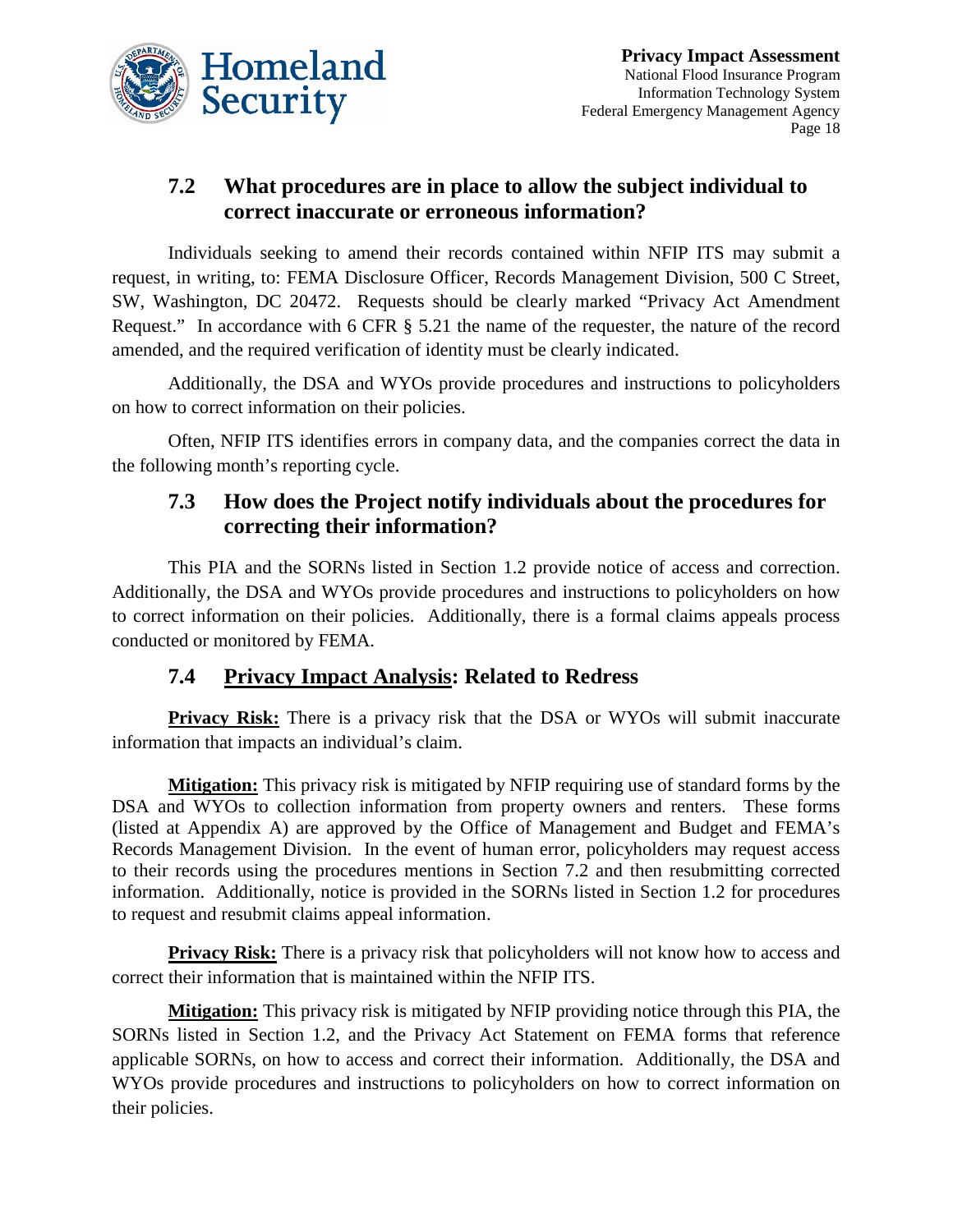## 7.2 What procedures are in place to allow the subject individual to correct inaccurate or erroneous information?

Individuals seeking to amend their records contained within NFIP ITS may submit a request, in writing, to: FEMA Disclosure Officer, Records Management Division, 500 C Street, SW, Washington, DC 20472. Requests should be clearly marked "Privacy Act Amendment Request." In accordance with 6 CFR § 5.21 the name of the requester, the nature of the record amended, and the required verification of identity must be clearly indicated.

Additionally, the DSA and WYOs provide procedures and instructions to policyholders on how to correct information on their policies.

Often, NFIP ITS identifies errors in company data, and the companies correct the data in the following month's reporting cycle.

## 7.3 How does the Project notify individuals about the procedures for correcting their information?

This PIA and the SORNs listed in Section 1.2 provide notice of access and correction. Additionally, the DSA and WYOs provide procedures and instructions to policyholders on how to correct information on their policies. Additionally, there is a formal claims appeals process conducted or monitored by FEMA.

## 7.4 Privacy Impact Analysis: Related to Redress

**Privacy Risk:** There is a privacy risk that the DSA or WYOs will submit inaccurate information that impacts an individual's claim.

**Mitigation:** This privacy risk is mitigated by NFIP requiring use of standard forms by the DSA and WYOs to collection information from property owners and renters. These forms (listed at Appendix A) are approved by the Office of Management and Budget and FEMA's Records Management Division. In the event of human error, policyholders may request access to their records using the procedures mentions in Section 7.2 and then resubmitting corrected information. Additionally, notice is provided in the SORNs listed in Section 1.2 for procedures to request and resubmit claims appeal information.

**Privacy Risk:** There is a privacy risk that policyholders will not know how to access and correct their information that is maintained within the NFIP ITS.

**Mitigation:** This privacy risk is mitigated by NFIP providing notice through this PIA, the SORNs listed in Section 1.2, and the Privacy Act Statement on FEMA forms that reference applicable SORNs, on how to access and correct their information. Additionally, the DSA and WYOs provide procedures and instructions to policyholders on how to correct information on their policies.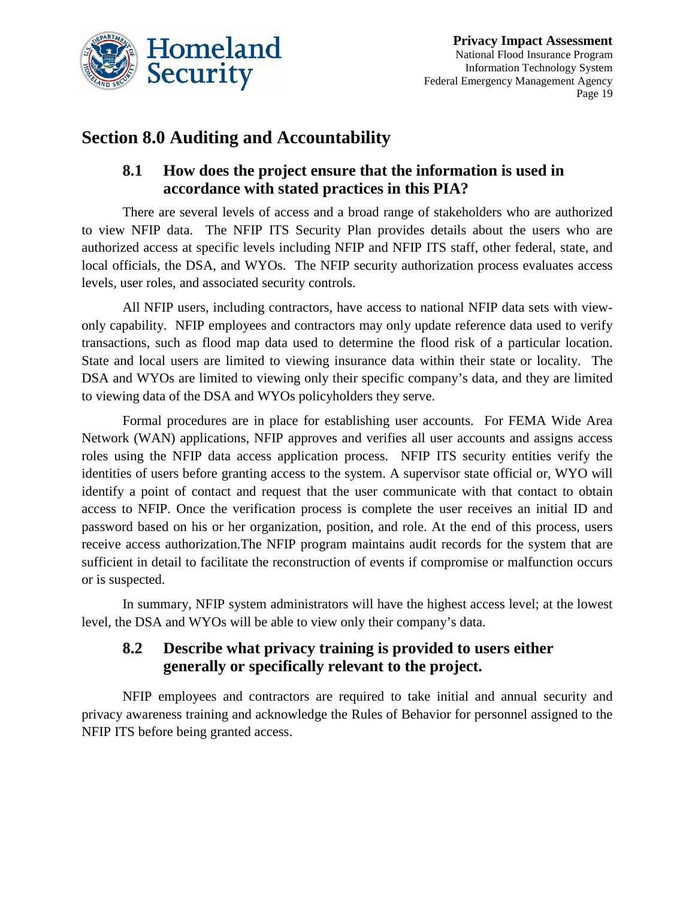## Section 8.0 Auditing and Accountability

### 8.1 How does the project ensure that the information is used in accordance with stated practices in this PIA?

There are several levels of access and a broad range of stakeholders who are authorized to view NFIP data. The NFIP ITS Security Plan provides details about the users who are authorized access at specific levels including NFIP and NFIP ITS staff, other federal, state, and local officials, the DSA, and WYOs. The NFIP security authorization process evaluates access levels, user roles, and associated security controls.

All NFIP users, including contractors, have access to national NFIP data sets with view-only capability. NFIP employees and contractors may only update reference data used to verify transactions, such as flood map data used to determine the flood risk of a particular location. State and local users are limited to viewing insurance data within their state or locality. The DSA and WYOs are limited to viewing only their specific company's data, and they are limited to viewing data of the DSA and WYOs policyholders they serve.

Formal procedures are in place for establishing user accounts. For FEMA Wide Area Network (WAN) applications, NFIP approves and verifies all user accounts and assigns access roles using the NFIP data access application process. NFIP ITS security entities verify the identities of users before granting access to the system. A supervisor state official or, WYO will identify a point of contact and request that the user communicate with that contact to obtain access to NFIP. Once the verification process is complete the user receives an initial ID and password based on his or her organization, position, and role. At the end of this process, users receive access authorization.The NFIP program maintains audit records for the system that are sufficient in detail to facilitate the reconstruction of events if compromise or malfunction occurs or is suspected.

In summary, NFIP system administrators will have the highest access level; at the lowest level, the DSA and WYOs will be able to view only their company's data.

### 8.2 Describe what privacy training is provided to users either generally or specifically relevant to the project.

NFIP employees and contractors are required to take initial and annual security and privacy awareness training and acknowledge the Rules of Behavior for personnel assigned to the NFIP ITS before being granted access.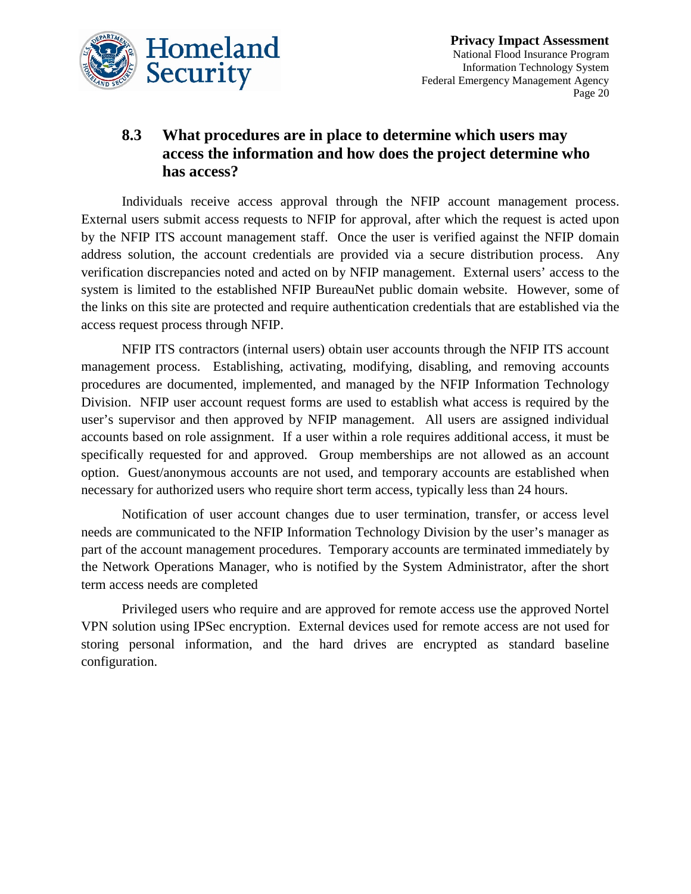### 8.3 What procedures are in place to determine which users may access the information and how does the project determine who has access?

Individuals receive access approval through the NFIP account management process. External users submit access requests to NFIP for approval, after which the request is acted upon by the NFIP ITS account management staff. Once the user is verified against the NFIP domain address solution, the account credentials are provided via a secure distribution process. Any verification discrepancies noted and acted on by NFIP management. External users' access to the system is limited to the established NFIP BureauNet public domain website. However, some of the links on this site are protected and require authentication credentials that are established via the access request process through NFIP.

NFIP ITS contractors (internal users) obtain user accounts through the NFIP ITS account management process. Establishing, activating, modifying, disabling, and removing accounts procedures are documented, implemented, and managed by the NFIP Information Technology Division. NFIP user account request forms are used to establish what access is required by the user's supervisor and then approved by NFIP management. All users are assigned individual accounts based on role assignment. If a user within a role requires additional access, it must be specifically requested for and approved. Group memberships are not allowed as an account option. Guest/anonymous accounts are not used, and temporary accounts are established when necessary for authorized users who require short term access, typically less than 24 hours.

Notification of user account changes due to user termination, transfer, or access level needs are communicated to the NFIP Information Technology Division by the user's manager as part of the account management procedures. Temporary accounts are terminated immediately by the Network Operations Manager, who is notified by the System Administrator, after the short term access needs are completed

Privileged users who require and are approved for remote access use the approved Nortel VPN solution using IPSec encryption. External devices used for remote access are not used for storing personal information, and the hard drives are encrypted as standard baseline configuration.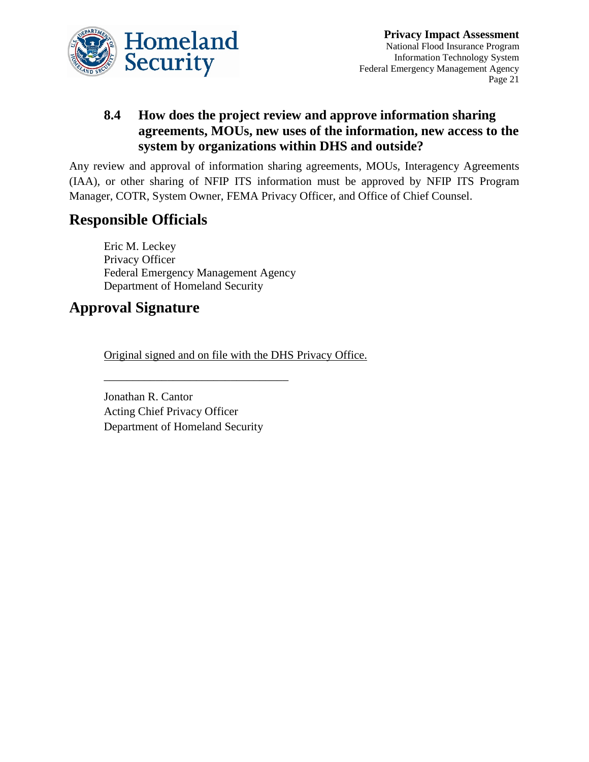### 8.4 How does the project review and approve information sharing agreements, MOUs, new uses of the information, new access to the system by organizations within DHS and outside?

Any review and approval of information sharing agreements, MOUs, Interagency Agreements (IAA), or other sharing of NFIP ITS information must be approved by NFIP ITS Program Manager, COTR, System Owner, FEMA Privacy Officer, and Office of Chief Counsel.

## Responsible Officials

Eric M. Leckey
Privacy Officer
Federal Emergency Management Agency
Department of Homeland Security

## Approval Signature

Original signed and on file with the DHS Privacy Office.

________________________________

Jonathan R. Cantor
Acting Chief Privacy Officer
Department of Homeland Security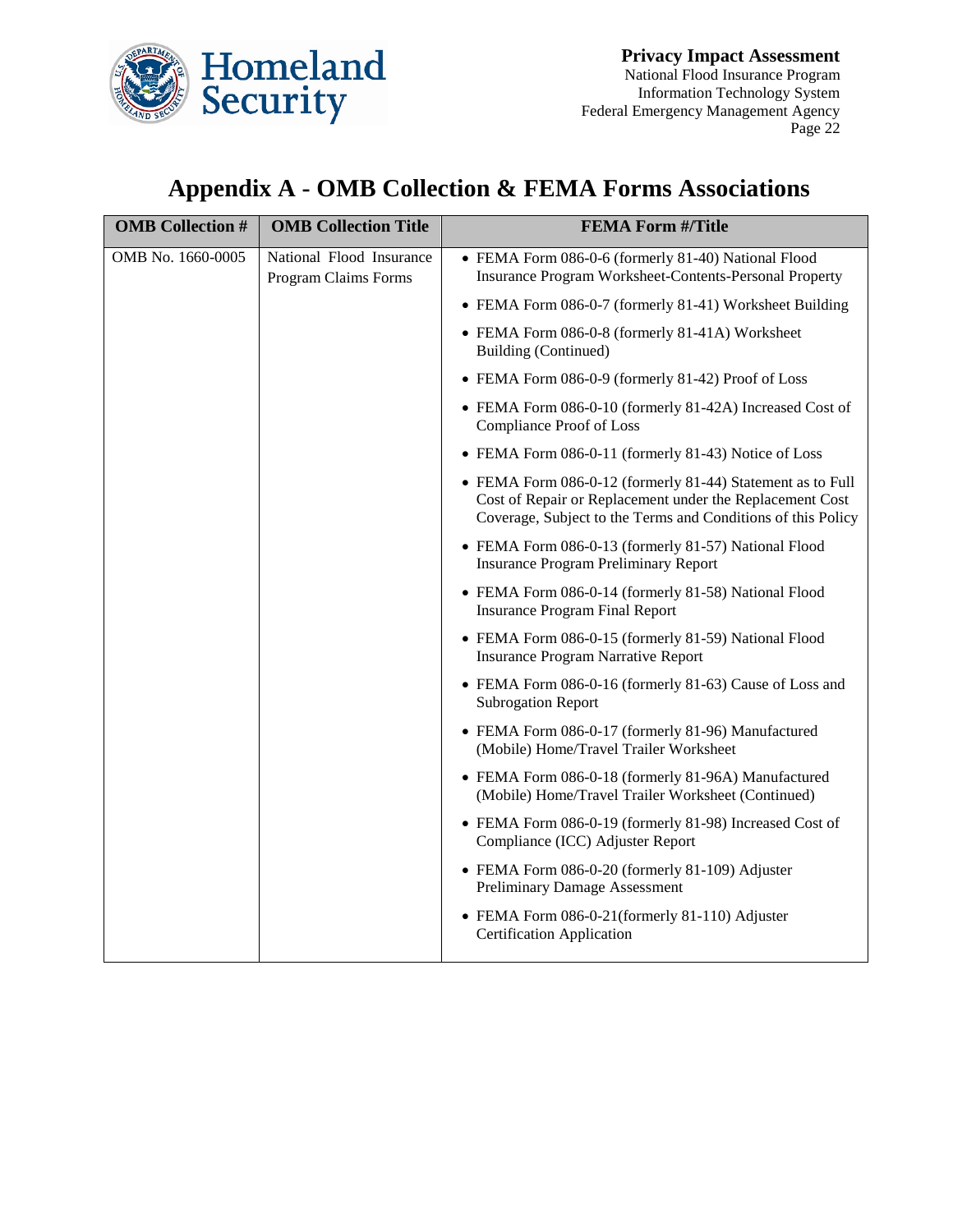# Appendix A - OMB Collection & FEMA Forms Associations

| OMB Collection # | OMB Collection Title | FEMA Form #/Title |
|---|---|---|
| OMB No. 1660-0005 | National Flood Insurance Program Claims Forms | • FEMA Form 086-0-6 (formerly 81-40) National Flood Insurance Program Worksheet-Contents-Personal Property<br>• FEMA Form 086-0-7 (formerly 81-41) Worksheet Building<br>• FEMA Form 086-0-8 (formerly 81-41A) Worksheet Building (Continued)<br>• FEMA Form 086-0-9 (formerly 81-42) Proof of Loss<br>• FEMA Form 086-0-10 (formerly 81-42A) Increased Cost of Compliance Proof of Loss<br>• FEMA Form 086-0-11 (formerly 81-43) Notice of Loss<br>• FEMA Form 086-0-12 (formerly 81-44) Statement as to Full Cost of Repair or Replacement under the Replacement Cost Coverage, Subject to the Terms and Conditions of this Policy<br>• FEMA Form 086-0-13 (formerly 81-57) National Flood Insurance Program Preliminary Report<br>• FEMA Form 086-0-14 (formerly 81-58) National Flood Insurance Program Final Report<br>• FEMA Form 086-0-15 (formerly 81-59) National Flood Insurance Program Narrative Report<br>• FEMA Form 086-0-16 (formerly 81-63) Cause of Loss and Subrogation Report<br>• FEMA Form 086-0-17 (formerly 81-96) Manufactured (Mobile) Home/Travel Trailer Worksheet<br>• FEMA Form 086-0-18 (formerly 81-96A) Manufactured (Mobile) Home/Travel Trailer Worksheet (Continued)<br>• FEMA Form 086-0-19 (formerly 81-98) Increased Cost of Compliance (ICC) Adjuster Report<br>• FEMA Form 086-0-20 (formerly 81-109) Adjuster Preliminary Damage Assessment<br>• FEMA Form 086-0-21(formerly 81-110) Adjuster Certification Application |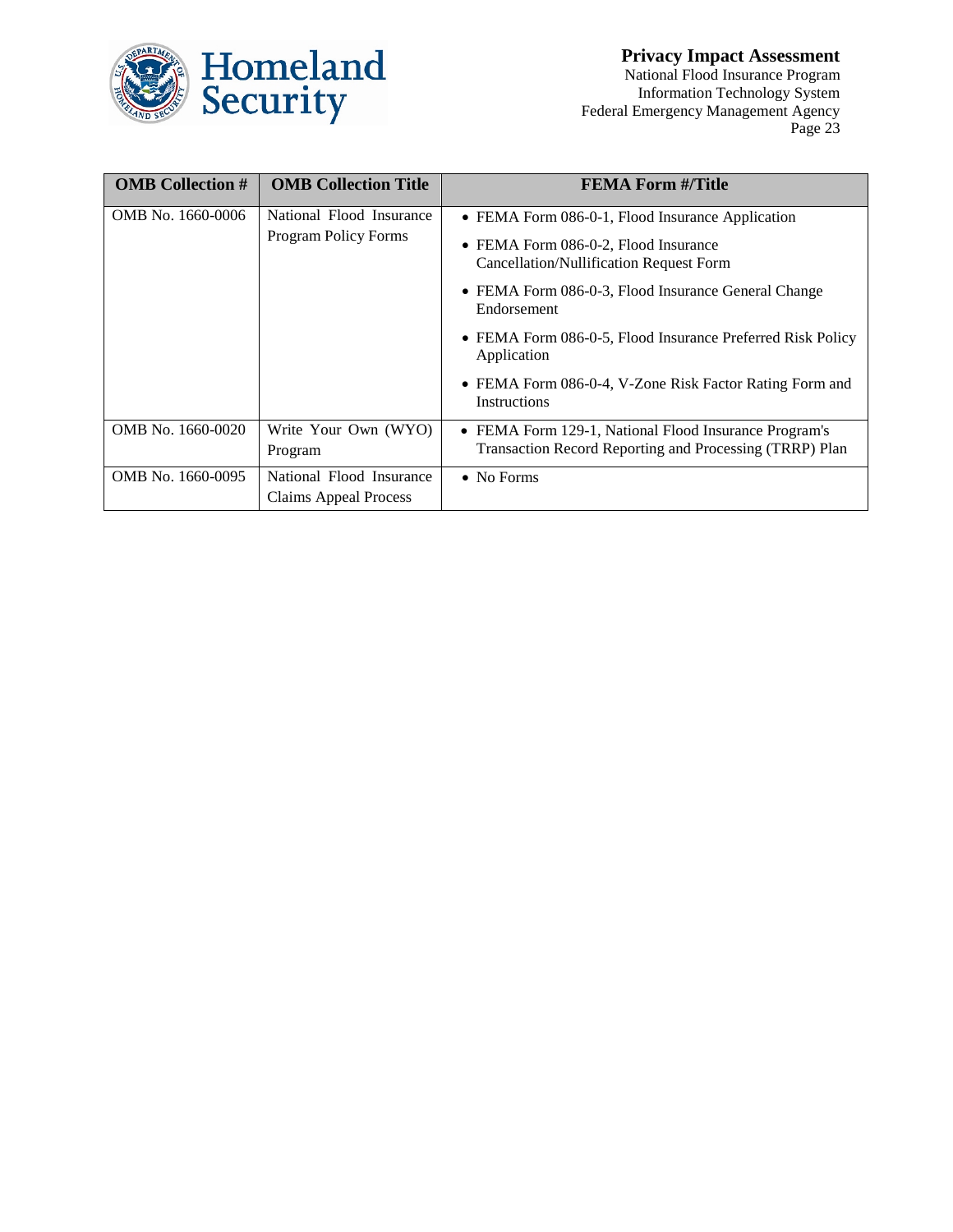| OMB Collection # | OMB Collection Title | FEMA Form #/Title |
|---|---|---|
| OMB No. 1660-0006 | National Flood Insurance Program Policy Forms | • FEMA Form 086-0-1, Flood Insurance Application<br>• FEMA Form 086-0-2, Flood Insurance Cancellation/Nullification Request Form<br>• FEMA Form 086-0-3, Flood Insurance General Change Endorsement<br>• FEMA Form 086-0-5, Flood Insurance Preferred Risk Policy Application<br>• FEMA Form 086-0-4, V-Zone Risk Factor Rating Form and Instructions |
| OMB No. 1660-0020 | Write Your Own (WYO) Program | • FEMA Form 129-1, National Flood Insurance Program's Transaction Record Reporting and Processing (TRRP) Plan |
| OMB No. 1660-0095 | National Flood Insurance Claims Appeal Process | • No Forms |